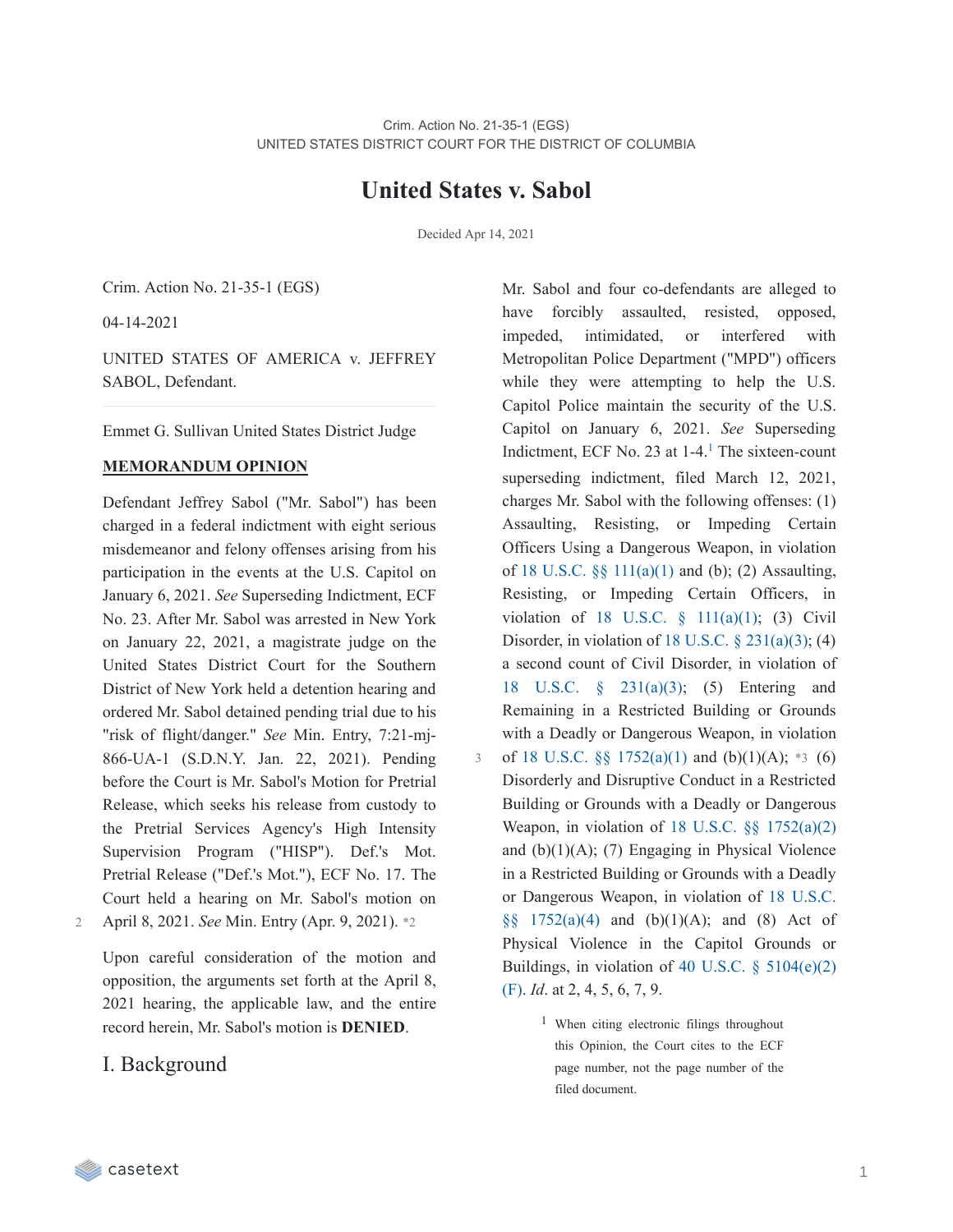Crim. Action No. 21-35-1 (EGS)

UNITED STATES DISTRICT COURT FOR THE DISTRICT OF COLUMBIA

# United States v. Sabol

Decided Apr 14, 2021

Crim. Action No. 21-35-1 (EGS)

04-14-2021

UNITED STATES OF AMERICA v. JEFFREY SABOL, Defendant.

Emmet G. Sullivan United States District Judge

**MEMORANDUM OPINION**

Defendant Jeffrey Sabol ("Mr. Sabol") has been charged in a federal indictment with eight serious misdemeanor and felony offenses arising from his participation in the events at the U.S. Capitol on January 6, 2021. *See* Superseding Indictment, ECF No. 23. After Mr. Sabol was arrested in New York on January 22, 2021, a magistrate judge on the United States District Court for the Southern District of New York held a detention hearing and ordered Mr. Sabol detained pending trial due to his "risk of flight/danger." *See* Min. Entry, 7:21-mj-866-UA-1 (S.D.N.Y. Jan. 22, 2021). Pending before the Court is Mr. Sabol's Motion for Pretrial Release, which seeks his release from custody to the Pretrial Services Agency's High Intensity Supervision Program ("HISP"). Def.'s Mot. Pretrial Release ("Def.'s Mot."), ECF No. 17. The Court held a hearing on Mr. Sabol's motion on April 8, 2021. *See* Min. Entry (Apr. 9, 2021). *2

Upon careful consideration of the motion and opposition, the arguments set forth at the April 8, 2021 hearing, the applicable law, and the entire record herein, Mr. Sabol's motion is **DENIED**.

## I. Background

Mr. Sabol and four co-defendants are alleged to have forcibly assaulted, resisted, opposed, impeded, intimidated, or interfered with Metropolitan Police Department ("MPD") officers while they were attempting to help the U.S. Capitol Police maintain the security of the U.S. Capitol on January 6, 2021. *See* Superseding Indictment, ECF No. 23 at 1-4.[1] The sixteen-count superseding indictment, filed March 12, 2021, charges Mr. Sabol with the following offenses: (1) Assaulting, Resisting, or Impeding Certain Officers Using a Dangerous Weapon, in violation of 18 U.S.C. §§ 111(a)(1) and (b); (2) Assaulting, Resisting, or Impeding Certain Officers, in violation of 18 U.S.C. § 111(a)(1); (3) Civil Disorder, in violation of 18 U.S.C. § 231(a)(3); (4) a second count of Civil Disorder, in violation of 18 U.S.C. § 231(a)(3); (5) Entering and Remaining in a Restricted Building or Grounds with a Deadly or Dangerous Weapon, in violation of 18 U.S.C. §§ 1752(a)(1) and (b)(1)(A); *3 (6) Disorderly and Disruptive Conduct in a Restricted Building or Grounds with a Deadly or Dangerous Weapon, in violation of 18 U.S.C. §§ 1752(a)(2) and (b)(1)(A); (7) Engaging in Physical Violence in a Restricted Building or Grounds with a Deadly or Dangerous Weapon, in violation of 18 U.S.C. §§ 1752(a)(4) and (b)(1)(A); and (8) Act of Physical Violence in the Capitol Grounds or Buildings, in violation of 40 U.S.C. § 5104(e)(2)(F). *Id*. at 2, 4, 5, 6, 7, 9.

[1] When citing electronic filings throughout this Opinion, the Court cites to the ECF page number, not the page number of the filed document.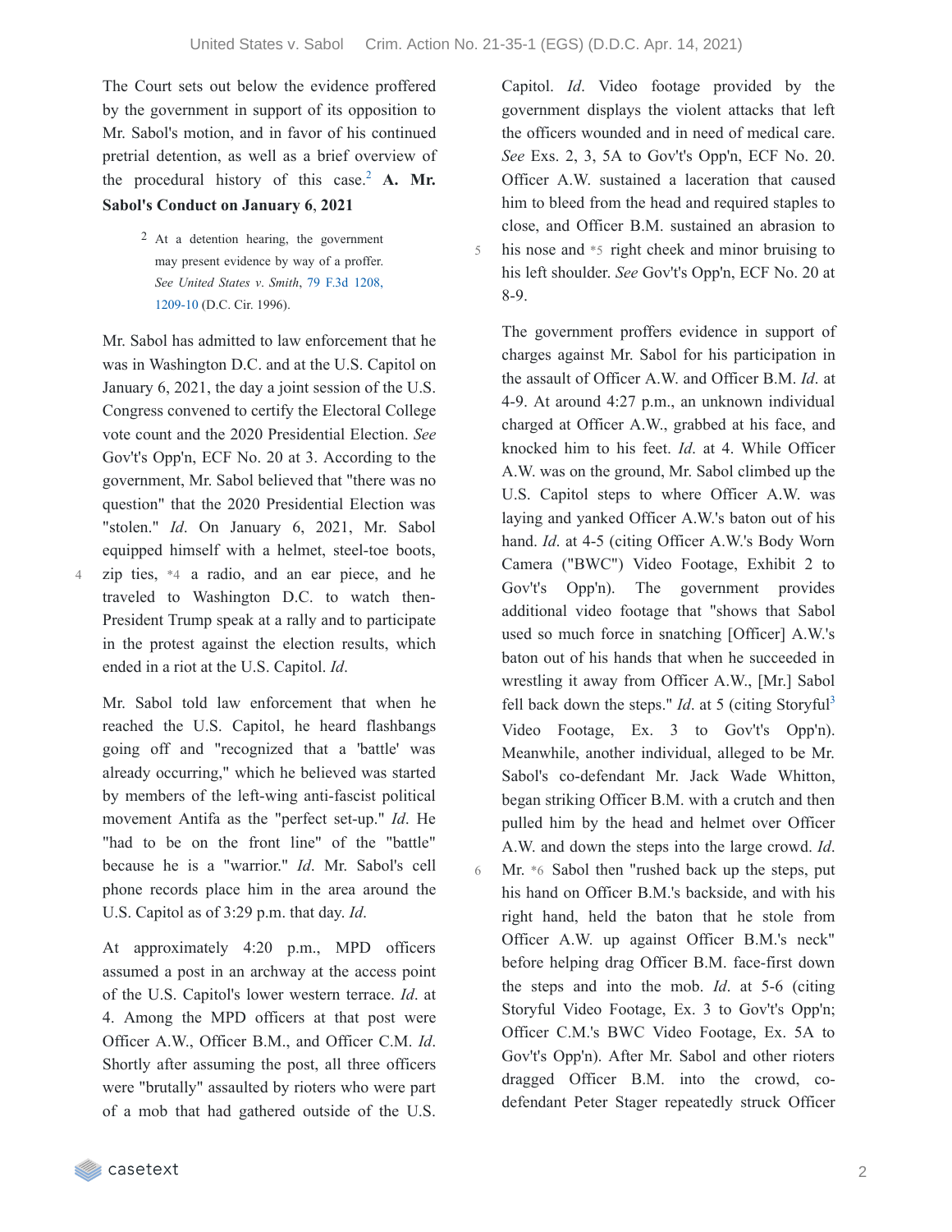The Court sets out below the evidence proffered by the government in support of its opposition to Mr. Sabol's motion, and in favor of his continued pretrial detention, as well as a brief overview of the procedural history of this case.[2]

**A. Mr. Sabol's Conduct on January 6, 2021**

[2] At a detention hearing, the government may present evidence by way of a proffer. *See United States v. Smith*, 79 F.3d 1208, 1209-10 (D.C. Cir. 1996).

Mr. Sabol has admitted to law enforcement that he was in Washington D.C. and at the U.S. Capitol on January 6, 2021, the day a joint session of the U.S. Congress convened to certify the Electoral College vote count and the 2020 Presidential Election. *See* Gov't's Opp'n, ECF No. 20 at 3. According to the government, Mr. Sabol believed that "there was no question" that the 2020 Presidential Election was "stolen." *Id*. On January 6, 2021, Mr. Sabol equipped himself with a helmet, steel-toe boots, zip ties, *4 a radio, and an ear piece, and he traveled to Washington D.C. to watch then-President Trump speak at a rally and to participate in the protest against the election results, which ended in a riot at the U.S. Capitol. *Id*.

Mr. Sabol told law enforcement that when he reached the U.S. Capitol, he heard flashbangs going off and "recognized that a 'battle' was already occurring," which he believed was started by members of the left-wing anti-fascist political movement Antifa as the "perfect set-up." *Id*. He "had to be on the front line" of the "battle" because he is a "warrior." *Id*. Mr. Sabol's cell phone records place him in the area around the U.S. Capitol as of 3:29 p.m. that day. *Id*.

At approximately 4:20 p.m., MPD officers assumed a post in an archway at the access point of the U.S. Capitol's lower western terrace. *Id*. at 4. Among the MPD officers at that post were Officer A.W., Officer B.M., and Officer C.M. *Id*. Shortly after assuming the post, all three officers were "brutally" assaulted by rioters who were part of a mob that had gathered outside of the U.S. Capitol. *Id*. Video footage provided by the government displays the violent attacks that left the officers wounded and in need of medical care. *See* Exs. 2, 3, 5A to Gov't's Opp'n, ECF No. 20. Officer A.W. sustained a laceration that caused him to bleed from the head and required staples to close, and Officer B.M. sustained an abrasion to his nose and *5 right cheek and minor bruising to his left shoulder. *See* Gov't's Opp'n, ECF No. 20 at 8-9.

The government proffers evidence in support of charges against Mr. Sabol for his participation in the assault of Officer A.W. and Officer B.M. *Id*. at 4-9. At around 4:27 p.m., an unknown individual charged at Officer A.W., grabbed at his face, and knocked him to his feet. *Id*. at 4. While Officer A.W. was on the ground, Mr. Sabol climbed up the U.S. Capitol steps to where Officer A.W. was laying and yanked Officer A.W.'s baton out of his hand. *Id*. at 4-5 (citing Officer A.W.'s Body Worn Camera ("BWC") Video Footage, Exhibit 2 to Gov't's Opp'n). The government provides additional video footage that "shows that Sabol used so much force in snatching [Officer] A.W.'s baton out of his hands that when he succeeded in wrestling it away from Officer A.W., [Mr.] Sabol fell back down the steps." *Id*. at 5 (citing Storyful[3] Video Footage, Ex. 3 to Gov't's Opp'n). Meanwhile, another individual, alleged to be Mr. Sabol's co-defendant Mr. Jack Wade Whitton, began striking Officer B.M. with a crutch and then pulled him by the head and helmet over Officer A.W. and down the steps into the large crowd. *Id*. Mr. *6 Sabol then "rushed back up the steps, put his hand on Officer B.M.'s backside, and with his right hand, held the baton that he stole from Officer A.W. up against Officer B.M.'s neck" before helping drag Officer B.M. face-first down the steps and into the mob. *Id*. at 5-6 (citing Storyful Video Footage, Ex. 3 to Gov't's Opp'n; Officer C.M.'s BWC Video Footage, Ex. 5A to Gov't's Opp'n). After Mr. Sabol and other rioters dragged Officer B.M. into the crowd, co-defendant Peter Stager repeatedly struck Officer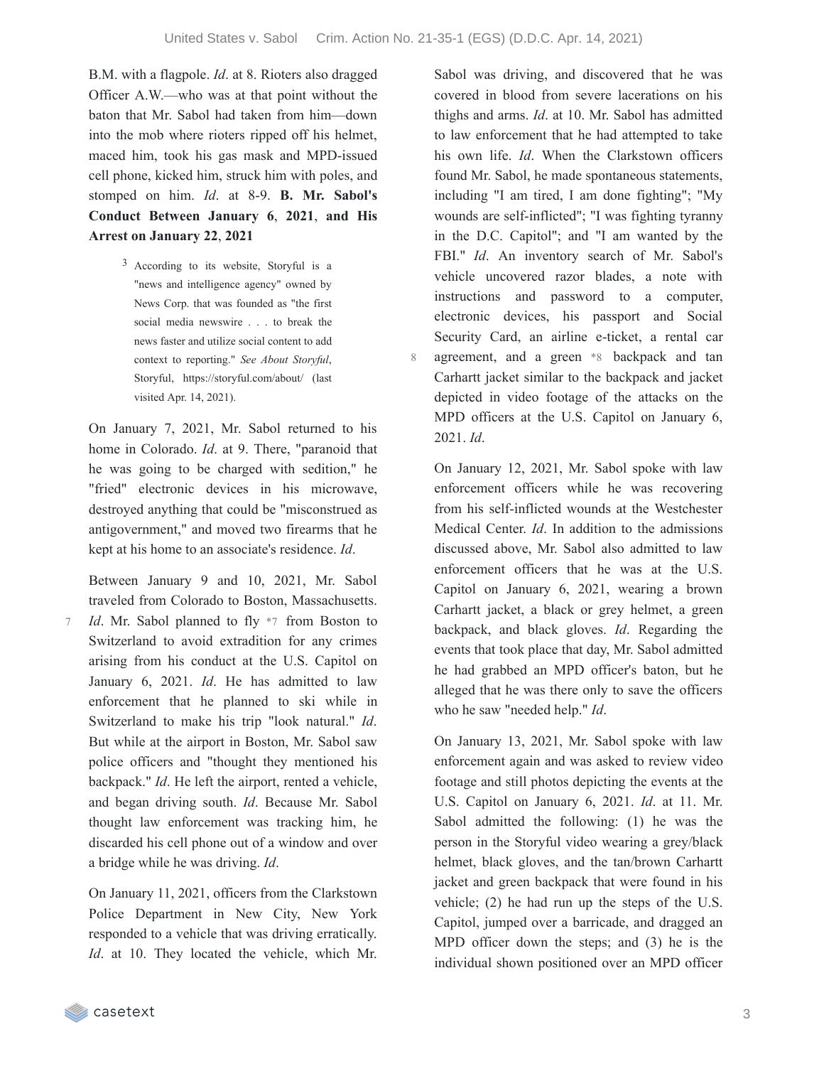B.M. with a flagpole. *Id*. at 8. Rioters also dragged Officer A.W.—who was at that point without the baton that Mr. Sabol had taken from him—down into the mob where rioters ripped off his helmet, maced him, took his gas mask and MPD-issued cell phone, kicked him, struck him with poles, and stomped on him. *Id*. at 8-9.

### B. Mr. Sabol's Conduct Between January 6, 2021, and His Arrest on January 22, 2021

[3] According to its website, Storyful is a "news and intelligence agency" owned by News Corp. that was founded as "the first social media newswire . . . to break the news faster and utilize social content to add context to reporting." *See About Storyful*, Storyful, https://storyful.com/about/ (last visited Apr. 14, 2021).

On January 7, 2021, Mr. Sabol returned to his home in Colorado. *Id*. at 9. There, "paranoid that he was going to be charged with sedition," he "fried" electronic devices in his microwave, destroyed anything that could be "misconstrued as antigovernment," and moved two firearms that he kept at his home to an associate's residence. *Id*.

Between January 9 and 10, 2021, Mr. Sabol traveled from Colorado to Boston, Massachusetts. *Id*. Mr. Sabol planned to fly *7 from Boston to Switzerland to avoid extradition for any crimes arising from his conduct at the U.S. Capitol on January 6, 2021. *Id*. He has admitted to law enforcement that he planned to ski while in Switzerland to make his trip "look natural." *Id*. But while at the airport in Boston, Mr. Sabol saw police officers and "thought they mentioned his backpack." *Id*. He left the airport, rented a vehicle, and began driving south. *Id*. Because Mr. Sabol thought law enforcement was tracking him, he discarded his cell phone out of a window and over a bridge while he was driving. *Id*.

On January 11, 2021, officers from the Clarkstown Police Department in New City, New York responded to a vehicle that was driving erratically. *Id*. at 10. They located the vehicle, which Mr. Sabol was driving, and discovered that he was covered in blood from severe lacerations on his thighs and arms. *Id*. at 10. Mr. Sabol has admitted to law enforcement that he had attempted to take his own life. *Id*. When the Clarkstown officers found Mr. Sabol, he made spontaneous statements, including "I am tired, I am done fighting"; "My wounds are self-inflicted"; "I was fighting tyranny in the D.C. Capitol"; and "I am wanted by the FBI." *Id*. An inventory search of Mr. Sabol's vehicle uncovered razor blades, a note with instructions and password to a computer, electronic devices, his passport and Social Security Card, an airline e-ticket, a rental car agreement, and a green *8 backpack and tan Carhartt jacket similar to the backpack and jacket depicted in video footage of the attacks on the MPD officers at the U.S. Capitol on January 6, 2021. *Id*.

On January 12, 2021, Mr. Sabol spoke with law enforcement officers while he was recovering from his self-inflicted wounds at the Westchester Medical Center. *Id*. In addition to the admissions discussed above, Mr. Sabol also admitted to law enforcement officers that he was at the U.S. Capitol on January 6, 2021, wearing a brown Carhartt jacket, a black or grey helmet, a green backpack, and black gloves. *Id*. Regarding the events that took place that day, Mr. Sabol admitted he had grabbed an MPD officer's baton, but he alleged that he was there only to save the officers who he saw "needed help." *Id*.

On January 13, 2021, Mr. Sabol spoke with law enforcement again and was asked to review video footage and still photos depicting the events at the U.S. Capitol on January 6, 2021. *Id*. at 11. Mr. Sabol admitted the following: (1) he was the person in the Storyful video wearing a grey/black helmet, black gloves, and the tan/brown Carhartt jacket and green backpack that were found in his vehicle; (2) he had run up the steps of the U.S. Capitol, jumped over a barricade, and dragged an MPD officer down the steps; and (3) he is the individual shown positioned over an MPD officer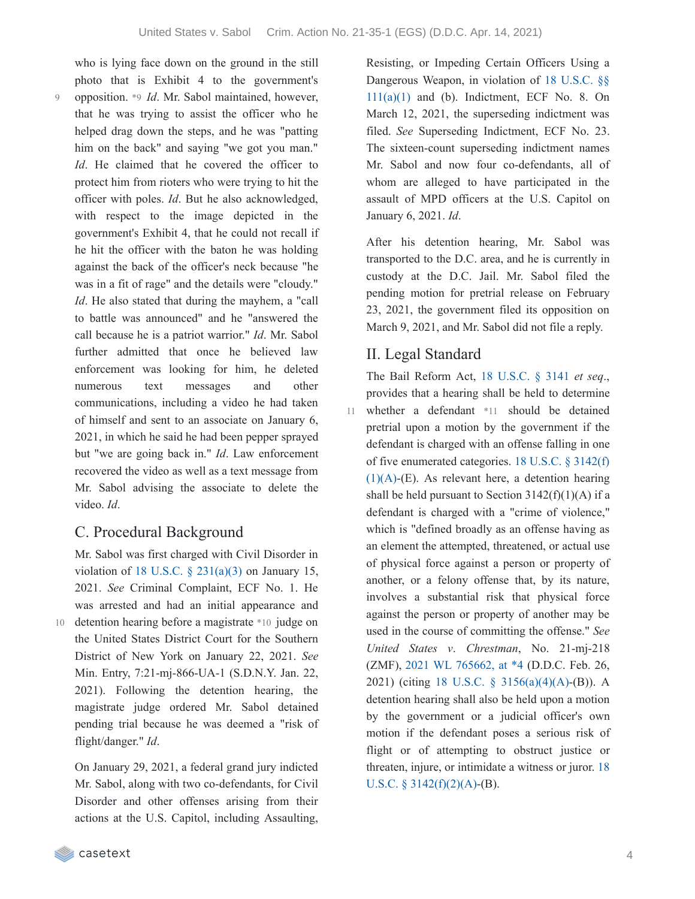who is lying face down on the ground in the still photo that is Exhibit 4 to the government's opposition. *9 *Id*. Mr. Sabol maintained, however, that he was trying to assist the officer who he helped drag down the steps, and he was "patting him on the back" and saying "we got you man." *Id*. He claimed that he covered the officer to protect him from rioters who were trying to hit the officer with poles. *Id*. But he also acknowledged, with respect to the image depicted in the government's Exhibit 4, that he could not recall if he hit the officer with the baton he was holding against the back of the officer's neck because "he was in a fit of rage" and the details were "cloudy." *Id*. He also stated that during the mayhem, a "call to battle was announced" and he "answered the call because he is a patriot warrior." *Id*. Mr. Sabol further admitted that once he believed law enforcement was looking for him, he deleted numerous text messages and other communications, including a video he had taken of himself and sent to an associate on January 6, 2021, in which he said he had been pepper sprayed but "we are going back in." *Id*. Law enforcement recovered the video as well as a text message from Mr. Sabol advising the associate to delete the video. *Id*.

### C. Procedural Background

Mr. Sabol was first charged with Civil Disorder in violation of 18 U.S.C. § 231(a)(3) on January 15, 2021. *See* Criminal Complaint, ECF No. 1. He was arrested and had an initial appearance and detention hearing before a magistrate *10 judge on the United States District Court for the Southern District of New York on January 22, 2021. *See* Min. Entry, 7:21-mj-866-UA-1 (S.D.N.Y. Jan. 22, 2021). Following the detention hearing, the magistrate judge ordered Mr. Sabol detained pending trial because he was deemed a "risk of flight/danger." *Id*.

On January 29, 2021, a federal grand jury indicted Mr. Sabol, along with two co-defendants, for Civil Disorder and other offenses arising from their actions at the U.S. Capitol, including Assaulting, Resisting, or Impeding Certain Officers Using a Dangerous Weapon, in violation of 18 U.S.C. §§ 111(a)(1) and (b). Indictment, ECF No. 8. On March 12, 2021, the superseding indictment was filed. *See* Superseding Indictment, ECF No. 23. The sixteen-count superseding indictment names Mr. Sabol and now four co-defendants, all of whom are alleged to have participated in the assault of MPD officers at the U.S. Capitol on January 6, 2021. *Id*.

After his detention hearing, Mr. Sabol was transported to the D.C. area, and he is currently in custody at the D.C. Jail. Mr. Sabol filed the pending motion for pretrial release on February 23, 2021, the government filed its opposition on March 9, 2021, and Mr. Sabol did not file a reply.

## II. Legal Standard

The Bail Reform Act, 18 U.S.C. § 3141 *et seq*., provides that a hearing shall be held to determine whether a defendant *11 should be detained pretrial upon a motion by the government if the defendant is charged with an offense falling in one of five enumerated categories. 18 U.S.C. § 3142(f)(1)(A)-(E). As relevant here, a detention hearing shall be held pursuant to Section 3142(f)(1)(A) if a defendant is charged with a "crime of violence," which is "defined broadly as an offense having as an element the attempted, threatened, or actual use of physical force against a person or property of another, or a felony offense that, by its nature, involves a substantial risk that physical force against the person or property of another may be used in the course of committing the offense." *See United States v. Chrestman*, No. 21-mj-218 (ZMF), 2021 WL 765662, at *4 (D.D.C. Feb. 26, 2021) (citing 18 U.S.C. § 3156(a)(4)(A)-(B)). A detention hearing shall also be held upon a motion by the government or a judicial officer's own motion if the defendant poses a serious risk of flight or of attempting to obstruct justice or threaten, injure, or intimidate a witness or juror. 18 U.S.C. § 3142(f)(2)(A)-(B).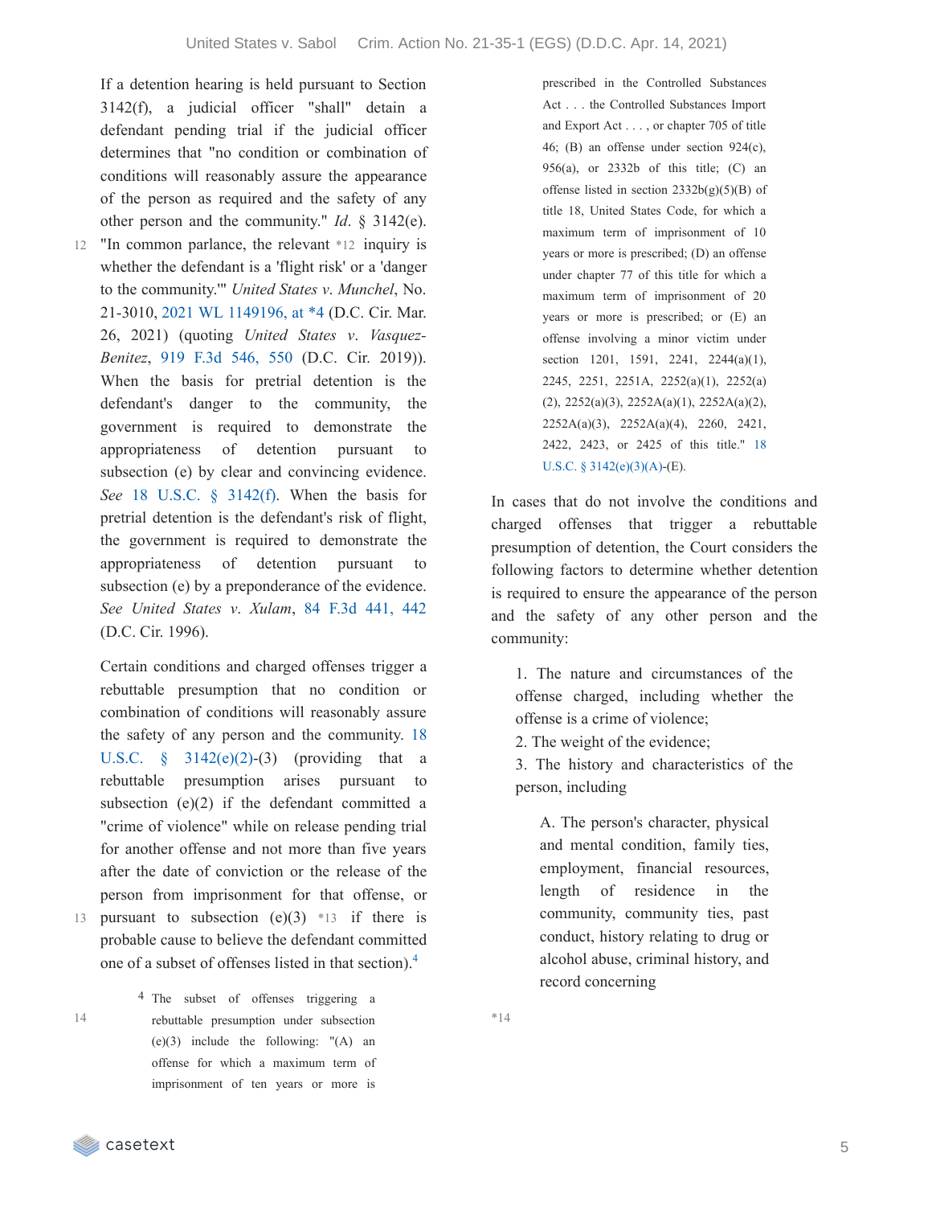If a detention hearing is held pursuant to Section 3142(f), a judicial officer "shall" detain a defendant pending trial if the judicial officer determines that "no condition or combination of conditions will reasonably assure the appearance of the person as required and the safety of any other person and the community." *Id*. § 3142(e). "In common parlance, the relevant *12 inquiry is whether the defendant is a 'flight risk' or a 'danger to the community.'" *United States v. Munchel*, No. 21-3010, 2021 WL 1149196, at *4 (D.C. Cir. Mar. 26, 2021) (quoting *United States v. Vasquez-Benitez*, 919 F.3d 546, 550 (D.C. Cir. 2019)). When the basis for pretrial detention is the defendant's danger to the community, the government is required to demonstrate the appropriateness of detention pursuant to subsection (e) by clear and convincing evidence. *See* 18 U.S.C. § 3142(f). When the basis for pretrial detention is the defendant's risk of flight, the government is required to demonstrate the appropriateness of detention pursuant to subsection (e) by a preponderance of the evidence. *See United States v. Xulam*, 84 F.3d 441, 442 (D.C. Cir. 1996).

Certain conditions and charged offenses trigger a rebuttable presumption that no condition or combination of conditions will reasonably assure the safety of any person and the community. 18 U.S.C. § 3142(e)(2)-(3) (providing that a rebuttable presumption arises pursuant to subsection (e)(2) if the defendant committed a "crime of violence" while on release pending trial for another offense and not more than five years after the date of conviction or the release of the person from imprisonment for that offense, or pursuant to subsection (e)(3) *13 if there is probable cause to believe the defendant committed one of a subset of offenses listed in that section).[4]

In cases that do not involve the conditions and charged offenses that trigger a rebuttable presumption of detention, the Court considers the following factors to determine whether detention is required to ensure the appearance of the person and the safety of any other person and the community:

> 1. The nature and circumstances of the offense charged, including whether the offense is a crime of violence;
> 2. The weight of the evidence;
> 3. The history and characteristics of the person, including
>
> > A. The person's character, physical and mental condition, family ties, employment, financial resources, length of residence in the community, community ties, past conduct, history relating to drug or alcohol abuse, criminal history, and record concerning

*14

[4] The subset of offenses triggering a rebuttable presumption under subsection (e)(3) include the following: "(A) an offense for which a maximum term of imprisonment of ten years or more is prescribed in the Controlled Substances Act . . . the Controlled Substances Import and Export Act . . . , or chapter 705 of title 46; (B) an offense under section 924(c), 956(a), or 2332b of this title; (C) an offense listed in section 2332b(g)(5)(B) of title 18, United States Code, for which a maximum term of imprisonment of 10 years or more is prescribed; (D) an offense under chapter 77 of this title for which a maximum term of imprisonment of 20 years or more is prescribed; or (E) an offense involving a minor victim under section 1201, 1591, 2241, 2244(a)(1), 2245, 2251, 2251A, 2252(a)(1), 2252(a)(2), 2252(a)(3), 2252A(a)(1), 2252A(a)(2), 2252A(a)(3), 2252A(a)(4), 2260, 2421, 2422, 2423, or 2425 of this title." 18 U.S.C. § 3142(e)(3)(A)-(E).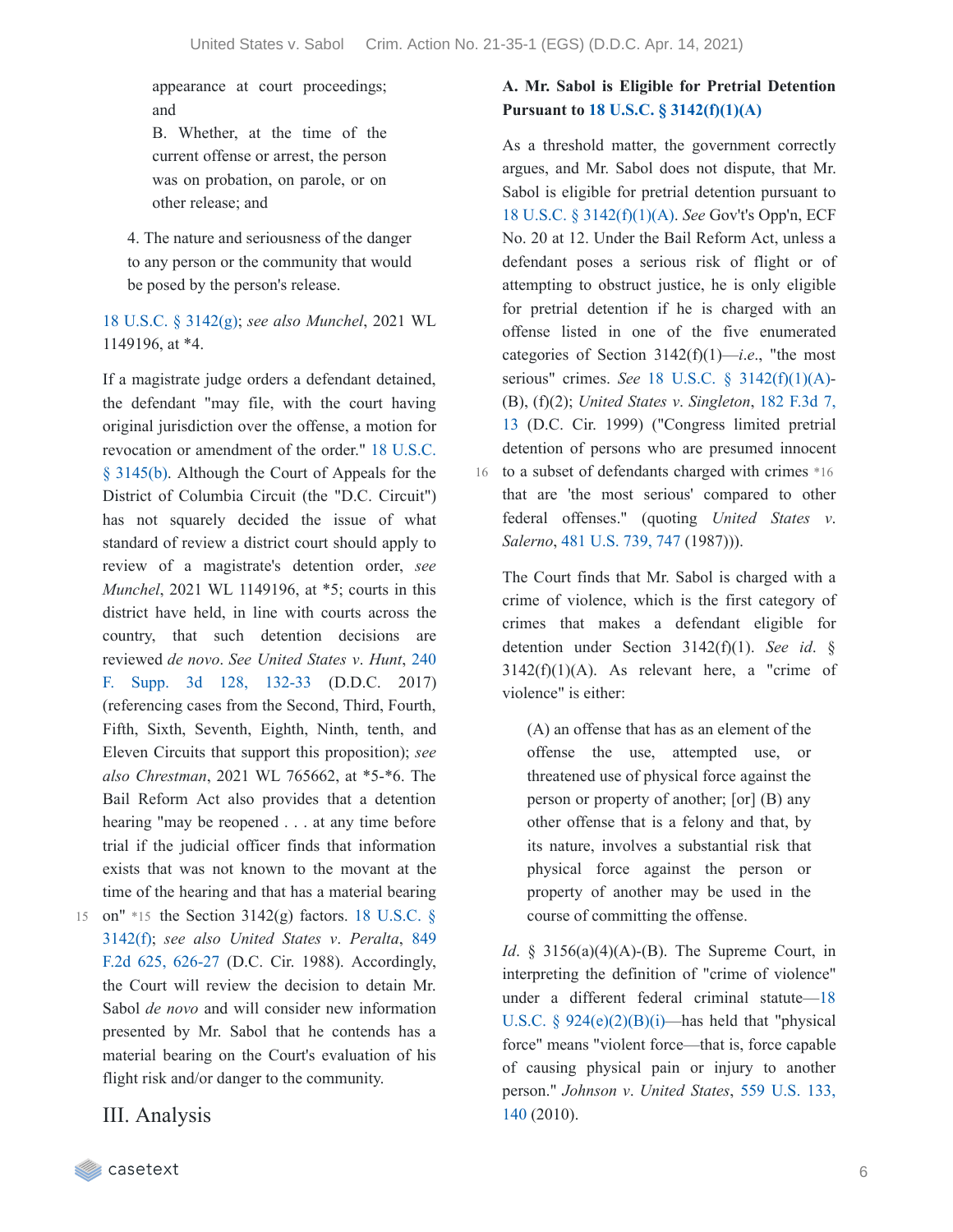appearance at court proceedings; and

B. Whether, at the time of the current offense or arrest, the person was on probation, on parole, or on other release; and

4. The nature and seriousness of the danger to any person or the community that would be posed by the person's release.

18 U.S.C. § 3142(g); *see also Munchel*, 2021 WL 1149196, at *4.

If a magistrate judge orders a defendant detained, the defendant "may file, with the court having original jurisdiction over the offense, a motion for revocation or amendment of the order." 18 U.S.C. § 3145(b). Although the Court of Appeals for the District of Columbia Circuit (the "D.C. Circuit") has not squarely decided the issue of what standard of review a district court should apply to review of a magistrate's detention order, *see Munchel*, 2021 WL 1149196, at *5; courts in this district have held, in line with courts across the country, that such detention decisions are reviewed *de novo*. *See United States v. Hunt*, 240 F. Supp. 3d 128, 132-33 (D.D.C. 2017) (referencing cases from the Second, Third, Fourth, Fifth, Sixth, Seventh, Eighth, Ninth, tenth, and Eleven Circuits that support this proposition); *see also Chrestman*, 2021 WL 765662, at *5-*6. The Bail Reform Act also provides that a detention hearing "may be reopened . . . at any time before trial if the judicial officer finds that information exists that was not known to the movant at the time of the hearing and that has a material bearing on" *15 the Section 3142(g) factors. 18 U.S.C. § 3142(f); *see also United States v. Peralta*, 849 F.2d 625, 626-27 (D.C. Cir. 1988). Accordingly, the Court will review the decision to detain Mr. Sabol *de novo* and will consider new information presented by Mr. Sabol that he contends has a material bearing on the Court's evaluation of his flight risk and/or danger to the community.

# III. Analysis

### A. Mr. Sabol is Eligible for Pretrial Detention Pursuant to 18 U.S.C. § 3142(f)(1)(A)

As a threshold matter, the government correctly argues, and Mr. Sabol does not dispute, that Mr. Sabol is eligible for pretrial detention pursuant to 18 U.S.C. § 3142(f)(1)(A). *See* Gov't's Opp'n, ECF No. 20 at 12. Under the Bail Reform Act, unless a defendant poses a serious risk of flight or of attempting to obstruct justice, he is only eligible for pretrial detention if he is charged with an offense listed in one of the five enumerated categories of Section 3142(f)(1)—*i.e.*, "the most serious" crimes. *See* 18 U.S.C. § 3142(f)(1)(A)-(B), (f)(2); *United States v. Singleton*, 182 F.3d 7, 13 (D.C. Cir. 1999) ("Congress limited pretrial detention of persons who are presumed innocent to a subset of defendants charged with crimes *16 that are 'the most serious' compared to other federal offenses." (quoting *United States v. Salerno*, 481 U.S. 739, 747 (1987))).

The Court finds that Mr. Sabol is charged with a crime of violence, which is the first category of crimes that makes a defendant eligible for detention under Section 3142(f)(1). *See id.* § 3142(f)(1)(A). As relevant here, a "crime of violence" is either:

> (A) an offense that has as an element of the offense the use, attempted use, or threatened use of physical force against the person or property of another; [or] (B) any other offense that is a felony and that, by its nature, involves a substantial risk that physical force against the person or property of another may be used in the course of committing the offense.

*Id.* § 3156(a)(4)(A)-(B). The Supreme Court, in interpreting the definition of "crime of violence" under a different federal criminal statute—18 U.S.C. § 924(e)(2)(B)(i)—has held that "physical force" means "violent force—that is, force capable of causing physical pain or injury to another person." *Johnson v. United States*, 559 U.S. 133, 140 (2010).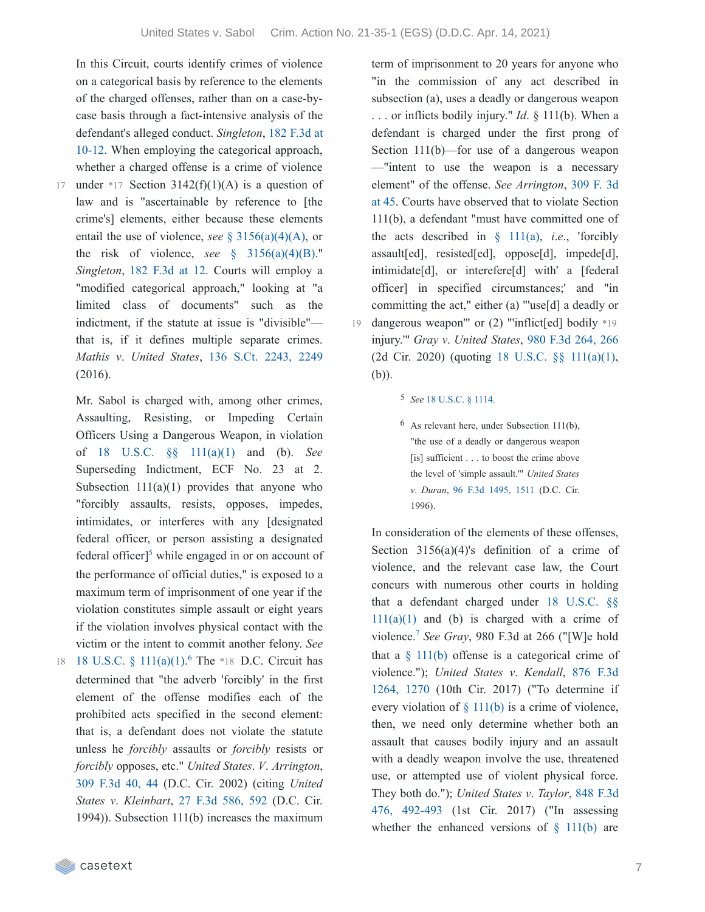In this Circuit, courts identify crimes of violence on a categorical basis by reference to the elements of the charged offenses, rather than on a case-by-case basis through a fact-intensive analysis of the defendant's alleged conduct. *Singleton*, 182 F.3d at 10-12. When employing the categorical approach, whether a charged offense is a crime of violence under *17 Section 3142(f)(1)(A) is a question of law and is "ascertainable by reference to [the crime's] elements, either because these elements entail the use of violence, *see* § 3156(a)(4)(A), or the risk of violence, *see* § 3156(a)(4)(B)." *Singleton*, 182 F.3d at 12. Courts will employ a "modified categorical approach," looking at "a limited class of documents" such as the indictment, if the statute at issue is "divisible"—that is, if it defines multiple separate crimes. *Mathis v. United States*, 136 S.Ct. 2243, 2249 (2016).

Mr. Sabol is charged with, among other crimes, Assaulting, Resisting, or Impeding Certain Officers Using a Dangerous Weapon, in violation of 18 U.S.C. §§ 111(a)(1) and (b). *See* Superseding Indictment, ECF No. 23 at 2. Subsection 111(a)(1) provides that anyone who "forcibly assaults, resists, opposes, impedes, intimidates, or interferes with any [designated federal officer, or person assisting a designated federal officer][5] while engaged in or on account of the performance of official duties," is exposed to a maximum term of imprisonment of one year if the violation constitutes simple assault or eight years if the violation involves physical contact with the victim or the intent to commit another felony. *See* 18 U.S.C. § 111(a)(1).[6] The *18 D.C. Circuit has determined that "the adverb 'forcibly' in the first element of the offense modifies each of the prohibited acts specified in the second element: that is, a defendant does not violate the statute unless he *forcibly* assaults or *forcibly* resists or *forcibly* opposes, etc." *United States. V. Arrington*, 309 F.3d 40, 44 (D.C. Cir. 2002) (citing *United States v. Kleinbart*, 27 F.3d 586, 592 (D.C. Cir. 1994)). Subsection 111(b) increases the maximum term of imprisonment to 20 years for anyone who "in the commission of any act described in subsection (a), uses a deadly or dangerous weapon . . . or inflicts bodily injury." *Id*. § 111(b). When a defendant is charged under the first prong of Section 111(b)—for use of a dangerous weapon —"intent to use the weapon is a necessary element" of the offense. *See Arrington*, 309 F. 3d at 45. Courts have observed that to violate Section 111(b), a defendant "must have committed one of the acts described in § 111(a), *i.e*., 'forcibly assault[ed], resist[ed], oppose[d], impede[d], intimidate[d], or interefere[d] with' a [federal officer] in specified circumstances;' and "in committing the act," either (a) "'use[d] a deadly or dangerous weapon'" or (2) "'inflict[ed] bodily *19 injury.'" *Gray v. United States*, 980 F.3d 264, 266 (2d Cir. 2020) (quoting 18 U.S.C. §§ 111(a)(1), (b)).

[5] *See* 18 U.S.C. § 1114.

[6] As relevant here, under Subsection 111(b), "the use of a deadly or dangerous weapon [is] sufficient . . . to boost the crime above the level of 'simple assault.'" *United States v. Duran*, 96 F.3d 1495, 1511 (D.C. Cir. 1996).

In consideration of the elements of these offenses, Section 3156(a)(4)'s definition of a crime of violence, and the relevant case law, the Court concurs with numerous other courts in holding that a defendant charged under 18 U.S.C. §§ 111(a)(1) and (b) is charged with a crime of violence.[7] *See Gray*, 980 F.3d at 266 ("[W]e hold that a § 111(b) offense is a categorical crime of violence."); *United States v. Kendall*, 876 F.3d 1264, 1270 (10th Cir. 2017) ("To determine if every violation of § 111(b) is a crime of violence, then, we need only determine whether both an assault that causes bodily injury and an assault with a deadly weapon involve the use, threatened use, or attempted use of violent physical force. They both do."); *United States v. Taylor*, 848 F.3d 476, 492-493 (1st Cir. 2017) ("In assessing whether the enhanced versions of § 111(b) are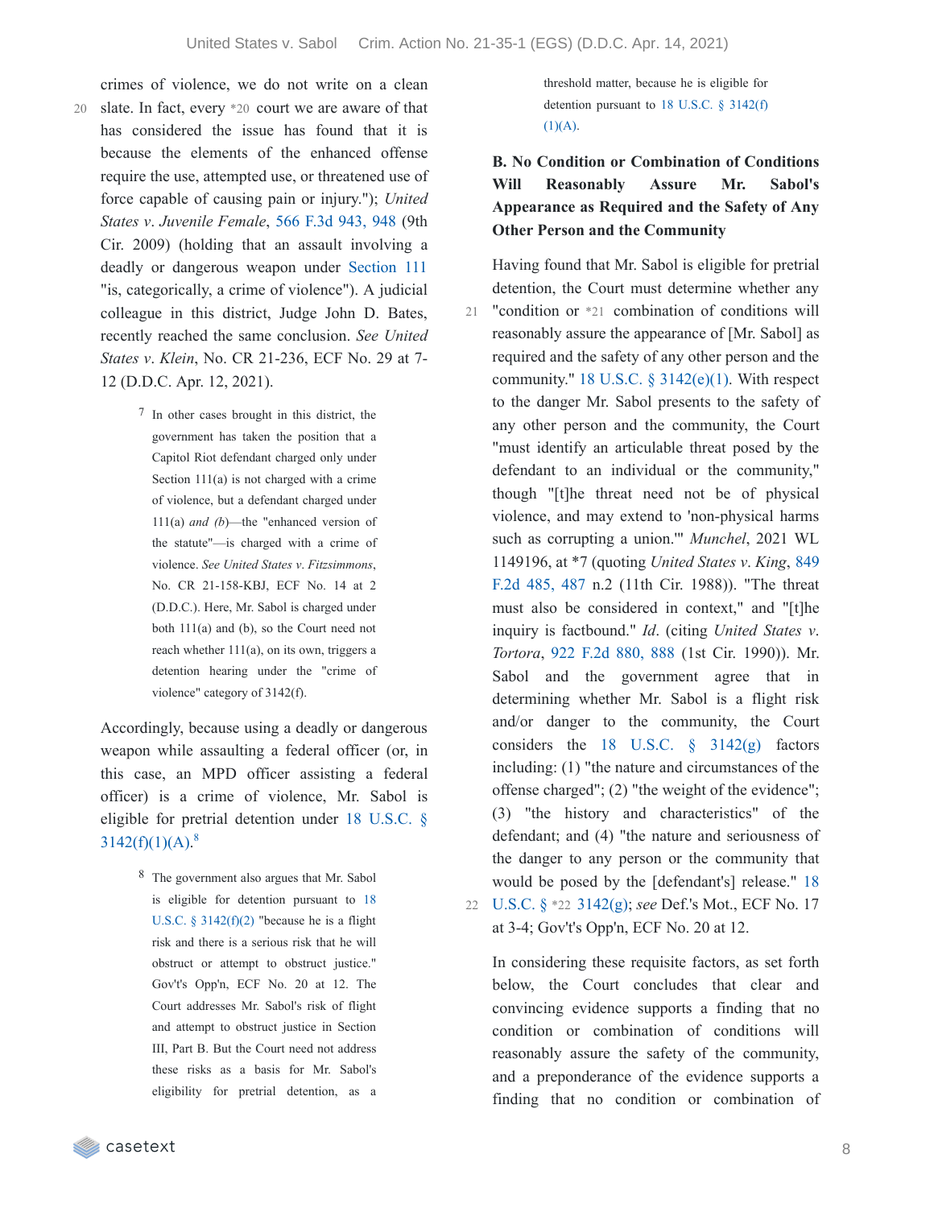crimes of violence, we do not write on a clean slate. In fact, every *20 court we are aware of that has considered the issue has found that it is because the elements of the enhanced offense require the use, attempted use, or threatened use of force capable of causing pain or injury."); *United States v. Juvenile Female*, 566 F.3d 943, 948 (9th Cir. 2009) (holding that an assault involving a deadly or dangerous weapon under Section 111 "is, categorically, a crime of violence"). A judicial colleague in this district, Judge John D. Bates, recently reached the same conclusion. *See United States v. Klein*, No. CR 21-236, ECF No. 29 at 7-12 (D.D.C. Apr. 12, 2021).

> [7] In other cases brought in this district, the government has taken the position that a Capitol Riot defendant charged only under Section 111(a) is not charged with a crime of violence, but a defendant charged under 111(a) *and (b)*—the "enhanced version of the statute"—is charged with a crime of violence. *See United States v. Fitzsimmons*, No. CR 21-158-KBJ, ECF No. 14 at 2 (D.D.C.). Here, Mr. Sabol is charged under both 111(a) and (b), so the Court need not reach whether 111(a), on its own, triggers a detention hearing under the "crime of violence" category of 3142(f).

Accordingly, because using a deadly or dangerous weapon while assaulting a federal officer (or, in this case, an MPD officer assisting a federal officer) is a crime of violence, Mr. Sabol is eligible for pretrial detention under 18 U.S.C. § 3142(f)(1)(A).[8]

> [8] The government also argues that Mr. Sabol is eligible for detention pursuant to 18 U.S.C. § 3142(f)(2) "because he is a flight risk and there is a serious risk that he will obstruct or attempt to obstruct justice." Gov't's Opp'n, ECF No. 20 at 12. The Court addresses Mr. Sabol's risk of flight and attempt to obstruct justice in Section III, Part B. But the Court need not address these risks as a basis for Mr. Sabol's eligibility for pretrial detention, as a threshold matter, because he is eligible for detention pursuant to 18 U.S.C. § 3142(f)(1)(A).

### B. No Condition or Combination of Conditions Will Reasonably Assure Mr. Sabol's Appearance as Required and the Safety of Any Other Person and the Community

Having found that Mr. Sabol is eligible for pretrial detention, the Court must determine whether any "condition or *21 combination of conditions will reasonably assure the appearance of [Mr. Sabol] as required and the safety of any other person and the community." 18 U.S.C. § 3142(e)(1). With respect to the danger Mr. Sabol presents to the safety of any other person and the community, the Court "must identify an articulable threat posed by the defendant to an individual or the community," though "[t]he threat need not be of physical violence, and may extend to 'non-physical harms such as corrupting a union.'" *Munchel*, 2021 WL 1149196, at *7 (quoting *United States v. King*, 849 F.2d 485, 487 n.2 (11th Cir. 1988)). "The threat must also be considered in context," and "[t]he inquiry is factbound." *Id.* (citing *United States v. Tortora*, 922 F.2d 880, 888 (1st Cir. 1990)). Mr. Sabol and the government agree that in determining whether Mr. Sabol is a flight risk and/or danger to the community, the Court considers the 18 U.S.C. § 3142(g) factors including: (1) "the nature and circumstances of the offense charged"; (2) "the weight of the evidence"; (3) "the history and characteristics" of the defendant; and (4) "the nature and seriousness of the danger to any person or the community that would be posed by the [defendant's] release." 18 U.S.C. § *22 3142(g); *see* Def.'s Mot., ECF No. 17 at 3-4; Gov't's Opp'n, ECF No. 20 at 12.

In considering these requisite factors, as set forth below, the Court concludes that clear and convincing evidence supports a finding that no condition or combination of conditions will reasonably assure the safety of the community, and a preponderance of the evidence supports a finding that no condition or combination of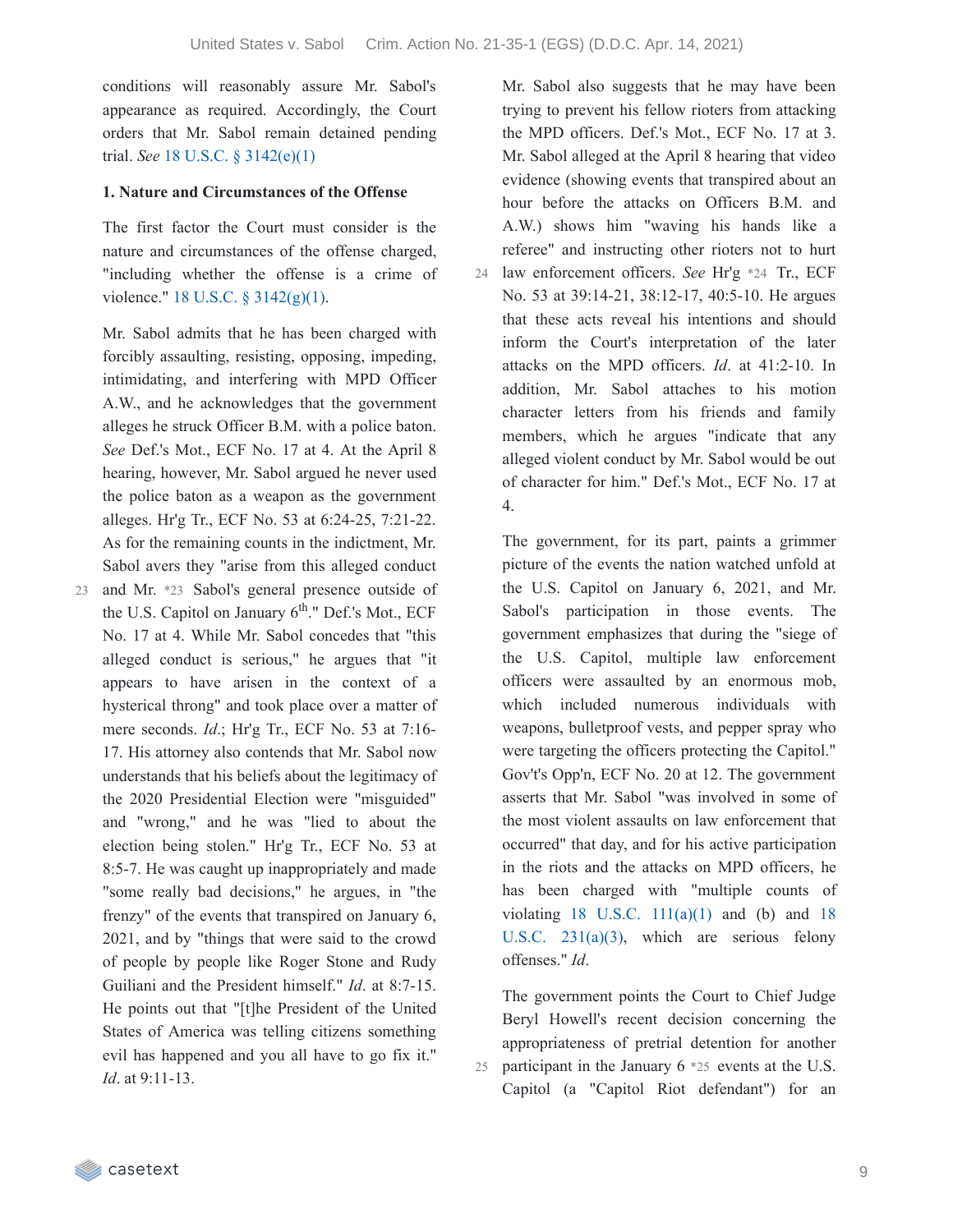conditions will reasonably assure Mr. Sabol's appearance as required. Accordingly, the Court orders that Mr. Sabol remain detained pending trial. *See* 18 U.S.C. § 3142(e)(1)

**1. Nature and Circumstances of the Offense**

The first factor the Court must consider is the nature and circumstances of the offense charged, "including whether the offense is a crime of violence." 18 U.S.C. § 3142(g)(1).

Mr. Sabol admits that he has been charged with forcibly assaulting, resisting, opposing, impeding, intimidating, and interfering with MPD Officer A.W., and he acknowledges that the government alleges he struck Officer B.M. with a police baton. *See* Def.'s Mot., ECF No. 17 at 4. At the April 8 hearing, however, Mr. Sabol argued he never used the police baton as a weapon as the government alleges. Hr'g Tr., ECF No. 53 at 6:24-25, 7:21-22. As for the remaining counts in the indictment, Mr. Sabol avers they "arise from this alleged conduct and Mr. *23 Sabol's general presence outside of the U.S. Capitol on January 6th." Def.'s Mot., ECF No. 17 at 4. While Mr. Sabol concedes that "this alleged conduct is serious," he argues that "it appears to have arisen in the context of a hysterical throng" and took place over a matter of mere seconds. *Id.*; Hr'g Tr., ECF No. 53 at 7:16-17. His attorney also contends that Mr. Sabol now understands that his beliefs about the legitimacy of the 2020 Presidential Election were "misguided" and "wrong," and he was "lied to about the election being stolen." Hr'g Tr., ECF No. 53 at 8:5-7. He was caught up inappropriately and made "some really bad decisions," he argues, in "the frenzy" of the events that transpired on January 6, 2021, and by "things that were said to the crowd of people by people like Roger Stone and Rudy Guiliani and the President himself." *Id.* at 8:7-15. He points out that "[t]he President of the United States of America was telling citizens something evil has happened and you all have to go fix it." *Id.* at 9:11-13.

Mr. Sabol also suggests that he may have been trying to prevent his fellow rioters from attacking the MPD officers. Def.'s Mot., ECF No. 17 at 3. Mr. Sabol alleged at the April 8 hearing that video evidence (showing events that transpired about an hour before the attacks on Officers B.M. and A.W.) shows him "waving his hands like a referee" and instructing other rioters not to hurt law enforcement officers. *See* Hr'g *24 Tr., ECF No. 53 at 39:14-21, 38:12-17, 40:5-10. He argues that these acts reveal his intentions and should inform the Court's interpretation of the later attacks on the MPD officers. *Id.* at 41:2-10. In addition, Mr. Sabol attaches to his motion character letters from his friends and family members, which he argues "indicate that any alleged violent conduct by Mr. Sabol would be out of character for him." Def.'s Mot., ECF No. 17 at 4.

The government, for its part, paints a grimmer picture of the events the nation watched unfold at the U.S. Capitol on January 6, 2021, and Mr. Sabol's participation in those events. The government emphasizes that during the "siege of the U.S. Capitol, multiple law enforcement officers were assaulted by an enormous mob, which included numerous individuals with weapons, bulletproof vests, and pepper spray who were targeting the officers protecting the Capitol." Gov't's Opp'n, ECF No. 20 at 12. The government asserts that Mr. Sabol "was involved in some of the most violent assaults on law enforcement that occurred" that day, and for his active participation in the riots and the attacks on MPD officers, he has been charged with "multiple counts of violating 18 U.S.C. 111(a)(1) and (b) and 18 U.S.C. 231(a)(3), which are serious felony offenses." *Id.*

The government points the Court to Chief Judge Beryl Howell's recent decision concerning the appropriateness of pretrial detention for another participant in the January 6 *25 events at the U.S. Capitol (a "Capitol Riot defendant") for an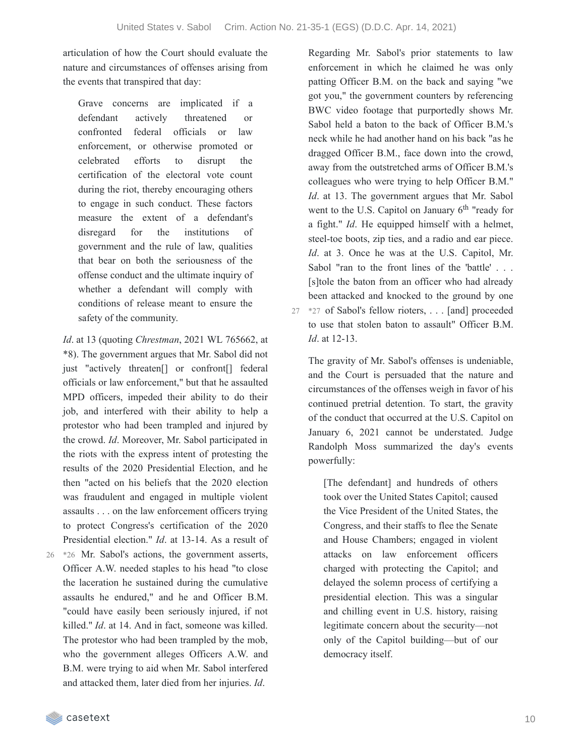articulation of how the Court should evaluate the nature and circumstances of offenses arising from the events that transpired that day:

> Grave concerns are implicated if a defendant actively threatened or confronted federal officials or law enforcement, or otherwise promoted or celebrated efforts to disrupt the certification of the electoral vote count during the riot, thereby encouraging others to engage in such conduct. These factors measure the extent of a defendant's disregard for the institutions of government and the rule of law, qualities that bear on both the seriousness of the offense conduct and the ultimate inquiry of whether a defendant will comply with conditions of release meant to ensure the safety of the community.

*Id*. at 13 (quoting *Chrestman*, 2021 WL 765662, at *8). The government argues that Mr. Sabol did not just "actively threaten[] or confront[] federal officials or law enforcement," but that he assaulted MPD officers, impeded their ability to do their job, and interfered with their ability to help a protestor who had been trampled and injured by the crowd. *Id*. Moreover, Mr. Sabol participated in the riots with the express intent of protesting the results of the 2020 Presidential Election, and he then "acted on his beliefs that the 2020 election was fraudulent and engaged in multiple violent assaults . . . on the law enforcement officers trying to protect Congress's certification of the 2020 Presidential election." *Id*. at 13-14. As a result of *26 Mr. Sabol's actions, the government asserts, Officer A.W. needed staples to his head "to close the laceration he sustained during the cumulative assaults he endured," and he and Officer B.M. "could have easily been seriously injured, if not killed." *Id*. at 14. And in fact, someone was killed. The protestor who had been trampled by the mob, who the government alleges Officers A.W. and B.M. were trying to aid when Mr. Sabol interfered and attacked them, later died from her injuries. *Id*.

Regarding Mr. Sabol's prior statements to law enforcement in which he claimed he was only patting Officer B.M. on the back and saying "we got you," the government counters by referencing BWC video footage that purportedly shows Mr. Sabol held a baton to the back of Officer B.M.'s neck while he had another hand on his back "as he dragged Officer B.M., face down into the crowd, away from the outstretched arms of Officer B.M.'s colleagues who were trying to help Officer B.M." *Id*. at 13. The government argues that Mr. Sabol went to the U.S. Capitol on January 6th "ready for a fight." *Id*. He equipped himself with a helmet, steel-toe boots, zip ties, and a radio and ear piece. *Id*. at 3. Once he was at the U.S. Capitol, Mr. Sabol "ran to the front lines of the 'battle' . . . [s]tole the baton from an officer who had already been attacked and knocked to the ground by one *27 of Sabol's fellow rioters, . . . [and] proceeded to use that stolen baton to assault" Officer B.M. *Id*. at 12-13.

The gravity of Mr. Sabol's offenses is undeniable, and the Court is persuaded that the nature and circumstances of the offenses weigh in favor of his continued pretrial detention. To start, the gravity of the conduct that occurred at the U.S. Capitol on January 6, 2021 cannot be understated. Judge Randolph Moss summarized the day's events powerfully:

> [The defendant] and hundreds of others took over the United States Capitol; caused the Vice President of the United States, the Congress, and their staffs to flee the Senate and House Chambers; engaged in violent attacks on law enforcement officers charged with protecting the Capitol; and delayed the solemn process of certifying a presidential election. This was a singular and chilling event in U.S. history, raising legitimate concern about the security—not only of the Capitol building—but of our democracy itself.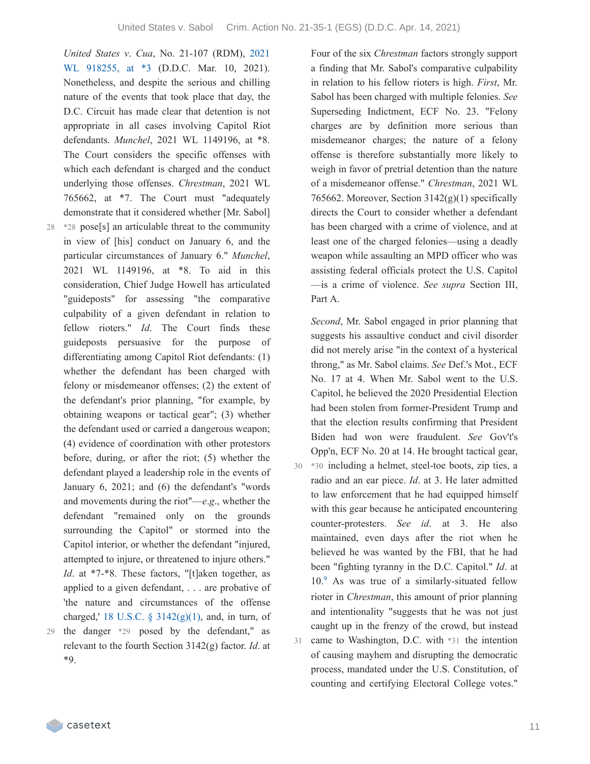*United States v. Cua*, No. 21-107 (RDM), 2021 WL 918255, at *3 (D.D.C. Mar. 10, 2021). Nonetheless, and despite the serious and chilling nature of the events that took place that day, the D.C. Circuit has made clear that detention is not appropriate in all cases involving Capitol Riot defendants. *Munchel*, 2021 WL 1149196, at *8. The Court considers the specific offenses with which each defendant is charged and the conduct underlying those offenses. *Chrestman*, 2021 WL 765662, at *7. The Court must "adequately demonstrate that it considered whether [Mr. Sabol] *28 pose[s] an articulable threat to the community in view of [his] conduct on January 6, and the particular circumstances of January 6." *Munchel*, 2021 WL 1149196, at *8. To aid in this consideration, Chief Judge Howell has articulated "guideposts" for assessing "the comparative culpability of a given defendant in relation to fellow rioters." *Id*. The Court finds these guideposts persuasive for the purpose of differentiating among Capitol Riot defendants: (1) whether the defendant has been charged with felony or misdemeanor offenses; (2) the extent of the defendant's prior planning, "for example, by obtaining weapons or tactical gear"; (3) whether the defendant used or carried a dangerous weapon; (4) evidence of coordination with other protestors before, during, or after the riot; (5) whether the defendant played a leadership role in the events of January 6, 2021; and (6) the defendant's "words and movements during the riot"—*e.g*., whether the defendant "remained only on the grounds surrounding the Capitol" or stormed into the Capitol interior, or whether the defendant "injured, attempted to injure, or threatened to injure others." *Id*. at *7-*8. These factors, "[t]aken together, as applied to a given defendant, . . . are probative of 'the nature and circumstances of the offense charged,' 18 U.S.C. § 3142(g)(1), and, in turn, of the danger *29 posed by the defendant," as relevant to the fourth Section 3142(g) factor. *Id*. at *9.

Four of the six *Chrestman* factors strongly support a finding that Mr. Sabol's comparative culpability in relation to his fellow rioters is high. *First*, Mr. Sabol has been charged with multiple felonies. *See* Superseding Indictment, ECF No. 23. "Felony charges are by definition more serious than misdemeanor charges; the nature of a felony offense is therefore substantially more likely to weigh in favor of pretrial detention than the nature of a misdemeanor offense." *Chrestman*, 2021 WL 765662. Moreover, Section 3142(g)(1) specifically directs the Court to consider whether a defendant has been charged with a crime of violence, and at least one of the charged felonies—using a deadly weapon while assaulting an MPD officer who was assisting federal officials protect the U.S. Capitol—is a crime of violence. *See supra* Section III, Part A.

*Second*, Mr. Sabol engaged in prior planning that suggests his assaultive conduct and civil disorder did not merely arise "in the context of a hysterical throng," as Mr. Sabol claims. *See* Def.'s Mot., ECF No. 17 at 4. When Mr. Sabol went to the U.S. Capitol, he believed the 2020 Presidential Election had been stolen from former-President Trump and that the election results confirming that President Biden had won were fraudulent. *See* Gov't's Opp'n, ECF No. 20 at 14. He brought tactical gear, *30 including a helmet, steel-toe boots, zip ties, a radio and an ear piece. *Id*. at 3. He later admitted to law enforcement that he had equipped himself with this gear because he anticipated encountering counter-protesters. *See id*. at 3. He also maintained, even days after the riot when he believed he was wanted by the FBI, that he had been "fighting tyranny in the D.C. Capitol." *Id*. at 10.[9] As was true of a similarly-situated fellow rioter in *Chrestman*, this amount of prior planning and intentionality "suggests that he was not just caught up in the frenzy of the crowd, but instead came to Washington, D.C. with *31 the intention of causing mayhem and disrupting the democratic process, mandated under the U.S. Constitution, of counting and certifying Electoral College votes."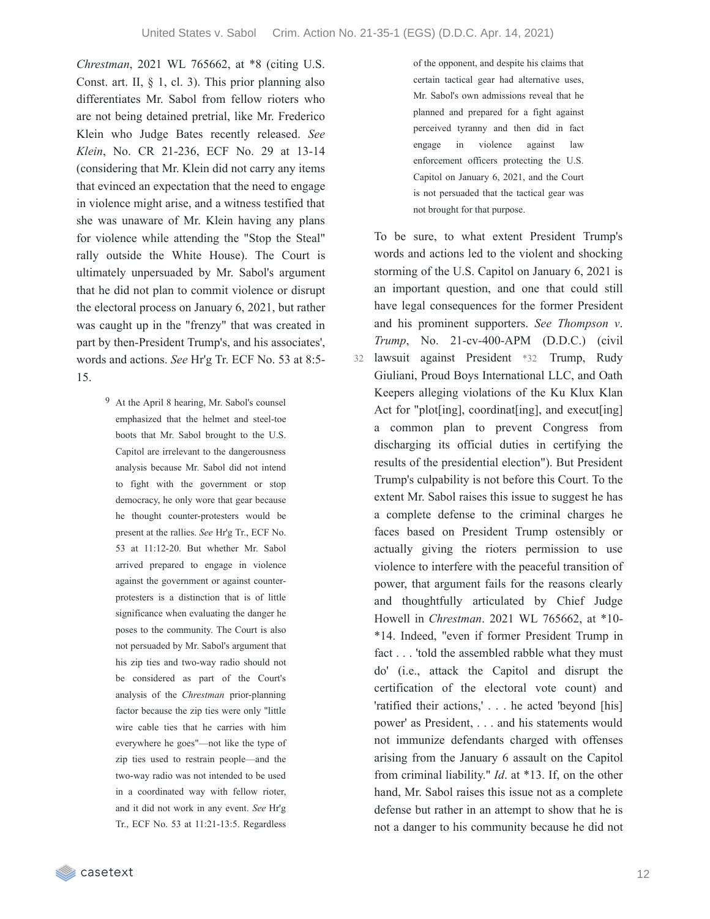*Chrestman*, 2021 WL 765662, at *8 (citing U.S. Const. art. II, § 1, cl. 3). This prior planning also differentiates Mr. Sabol from fellow rioters who are not being detained pretrial, like Mr. Frederico Klein who Judge Bates recently released. *See Klein*, No. CR 21-236, ECF No. 29 at 13-14 (considering that Mr. Klein did not carry any items that evinced an expectation that the need to engage in violence might arise, and a witness testified that she was unaware of Mr. Klein having any plans for violence while attending the "Stop the Steal" rally outside the White House). The Court is ultimately unpersuaded by Mr. Sabol's argument that he did not plan to commit violence or disrupt the electoral process on January 6, 2021, but rather was caught up in the "frenzy" that was created in part by then-President Trump's, and his associates', words and actions. *See* Hr'g Tr. ECF No. 53 at 8:5-15.

> [9] At the April 8 hearing, Mr. Sabol's counsel emphasized that the helmet and steel-toe boots that Mr. Sabol brought to the U.S. Capitol are irrelevant to the dangerousness analysis because Mr. Sabol did not intend to fight with the government or stop democracy, he only wore that gear because he thought counter-protesters would be present at the rallies. *See* Hr'g Tr., ECF No. 53 at 11:12-20. But whether Mr. Sabol arrived prepared to engage in violence against the government or against counter-protesters is a distinction that is of little significance when evaluating the danger he poses to the community. The Court is also not persuaded by Mr. Sabol's argument that his zip ties and two-way radio should not be considered as part of the Court's analysis of the *Chrestman* prior-planning factor because the zip ties were only "little wire cable ties that he carries with him everywhere he goes"—not like the type of zip ties used to restrain people—and the two-way radio was not intended to be used in a coordinated way with fellow rioter, and it did not work in any event. *See* Hr'g Tr., ECF No. 53 at 11:21-13:5. Regardless of the opponent, and despite his claims that certain tactical gear had alternative uses, Mr. Sabol's own admissions reveal that he planned and prepared for a fight against perceived tyranny and then did in fact engage in violence against law enforcement officers protecting the U.S. Capitol on January 6, 2021, and the Court is not persuaded that the tactical gear was not brought for that purpose.

To be sure, to what extent President Trump's words and actions led to the violent and shocking storming of the U.S. Capitol on January 6, 2021 is an important question, and one that could still have legal consequences for the former President and his prominent supporters. *See Thompson v. Trump*, No. 21-cv-400-APM (D.D.C.) (civil lawsuit against President *32 Trump, Rudy Giuliani, Proud Boys International LLC, and Oath Keepers alleging violations of the Ku Klux Klan Act for "plot[ing], coordinat[ing], and execut[ing] a common plan to prevent Congress from discharging its official duties in certifying the results of the presidential election"). But President Trump's culpability is not before this Court. To the extent Mr. Sabol raises this issue to suggest he has a complete defense to the criminal charges he faces based on President Trump ostensibly or actually giving the rioters permission to use violence to interfere with the peaceful transition of power, that argument fails for the reasons clearly and thoughtfully articulated by Chief Judge Howell in *Chrestman*. 2021 WL 765662, at *10-*14. Indeed, "even if former President Trump in fact . . . 'told the assembled rabble what they must do' (i.e., attack the Capitol and disrupt the certification of the electoral vote count) and 'ratified their actions,' . . . he acted 'beyond [his] power' as President, . . . and his statements would not immunize defendants charged with offenses arising from the January 6 assault on the Capitol from criminal liability." *Id*. at *13. If, on the other hand, Mr. Sabol raises this issue not as a complete defense but rather in an attempt to show that he is not a danger to his community because he did not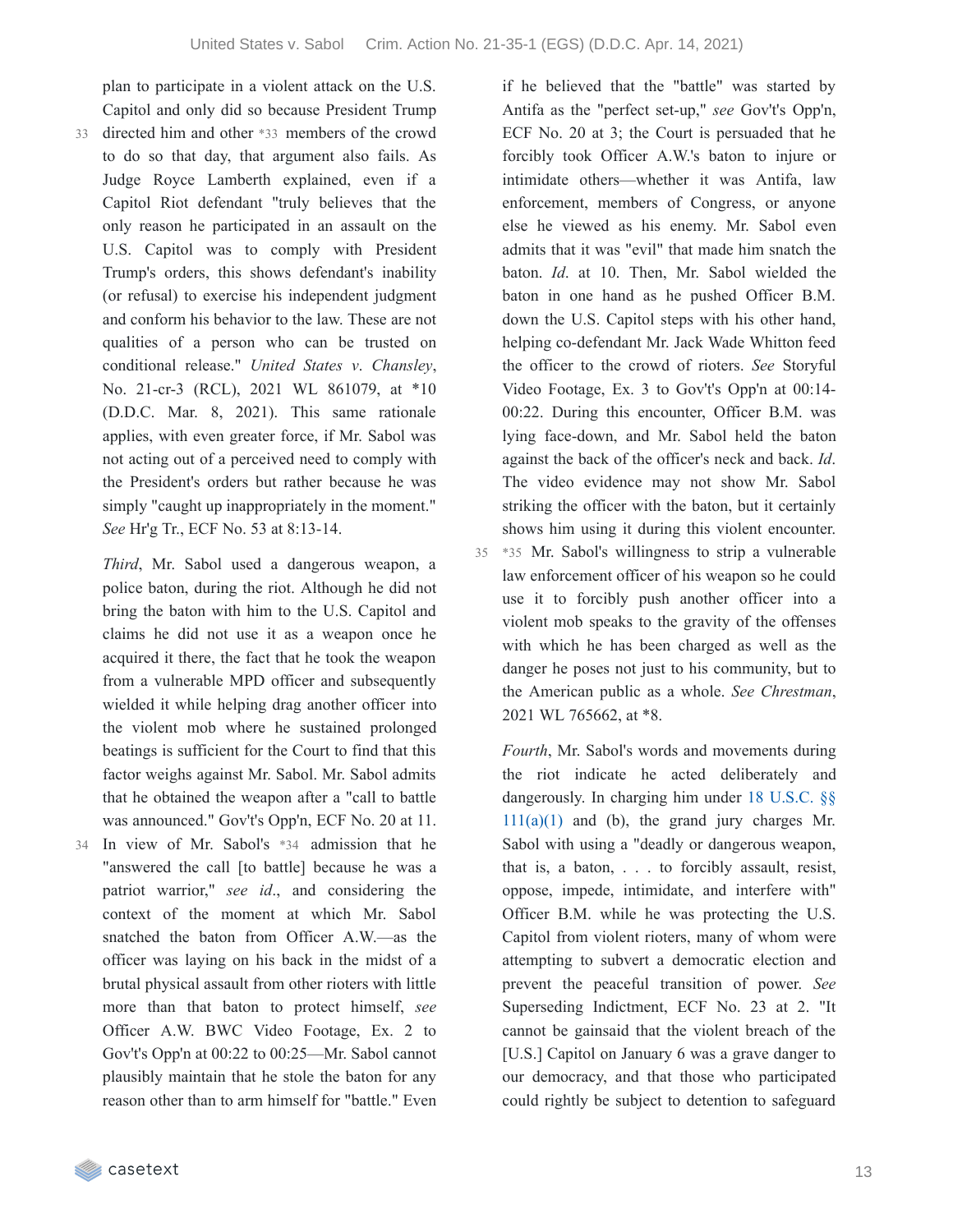plan to participate in a violent attack on the U.S. Capitol and only did so because President Trump directed him and other *33 members of the crowd to do so that day, that argument also fails. As Judge Royce Lamberth explained, even if a Capitol Riot defendant "truly believes that the only reason he participated in an assault on the U.S. Capitol was to comply with President Trump's orders, this shows defendant's inability (or refusal) to exercise his independent judgment and conform his behavior to the law. These are not qualities of a person who can be trusted on conditional release." *United States v. Chansley*, No. 21-cr-3 (RCL), 2021 WL 861079, at *10 (D.D.C. Mar. 8, 2021). This same rationale applies, with even greater force, if Mr. Sabol was not acting out of a perceived need to comply with the President's orders but rather because he was simply "caught up inappropriately in the moment." *See* Hr'g Tr., ECF No. 53 at 8:13-14.

*Third*, Mr. Sabol used a dangerous weapon, a police baton, during the riot. Although he did not bring the baton with him to the U.S. Capitol and claims he did not use it as a weapon once he acquired it there, the fact that he took the weapon from a vulnerable MPD officer and subsequently wielded it while helping drag another officer into the violent mob where he sustained prolonged beatings is sufficient for the Court to find that this factor weighs against Mr. Sabol. Mr. Sabol admits that he obtained the weapon after a "call to battle was announced." Gov't's Opp'n, ECF No. 20 at 11. In view of Mr. Sabol's *34 admission that he "answered the call [to battle] because he was a patriot warrior," *see id.*, and considering the context of the moment at which Mr. Sabol snatched the baton from Officer A.W.—as the officer was laying on his back in the midst of a brutal physical assault from other rioters with little more than that baton to protect himself, *see* Officer A.W. BWC Video Footage, Ex. 2 to Gov't's Opp'n at 00:22 to 00:25—Mr. Sabol cannot plausibly maintain that he stole the baton for any reason other than to arm himself for "battle." Even if he believed that the "battle" was started by Antifa as the "perfect set-up," *see* Gov't's Opp'n, ECF No. 20 at 3; the Court is persuaded that he forcibly took Officer A.W.'s baton to injure or intimidate others—whether it was Antifa, law enforcement, members of Congress, or anyone else he viewed as his enemy. Mr. Sabol even admits that it was "evil" that made him snatch the baton. *Id.* at 10. Then, Mr. Sabol wielded the baton in one hand as he pushed Officer B.M. down the U.S. Capitol steps with his other hand, helping co-defendant Mr. Jack Wade Whitton feed the officer to the crowd of rioters. *See* Storyful Video Footage, Ex. 3 to Gov't's Opp'n at 00:14-00:22. During this encounter, Officer B.M. was lying face-down, and Mr. Sabol held the baton against the back of the officer's neck and back. *Id.* The video evidence may not show Mr. Sabol striking the officer with the baton, but it certainly shows him using it during this violent encounter. *35 Mr. Sabol's willingness to strip a vulnerable law enforcement officer of his weapon so he could use it to forcibly push another officer into a violent mob speaks to the gravity of the offenses with which he has been charged as well as the danger he poses not just to his community, but to the American public as a whole. *See Chrestman*, 2021 WL 765662, at *8.

*Fourth*, Mr. Sabol's words and movements during the riot indicate he acted deliberately and dangerously. In charging him under 18 U.S.C. §§ 111(a)(1) and (b), the grand jury charges Mr. Sabol with using a "deadly or dangerous weapon, that is, a baton, . . . to forcibly assault, resist, oppose, impede, intimidate, and interfere with" Officer B.M. while he was protecting the U.S. Capitol from violent rioters, many of whom were attempting to subvert a democratic election and prevent the peaceful transition of power. *See* Superseding Indictment, ECF No. 23 at 2. "It cannot be gainsaid that the violent breach of the [U.S.] Capitol on January 6 was a grave danger to our democracy, and that those who participated could rightly be subject to detention to safeguard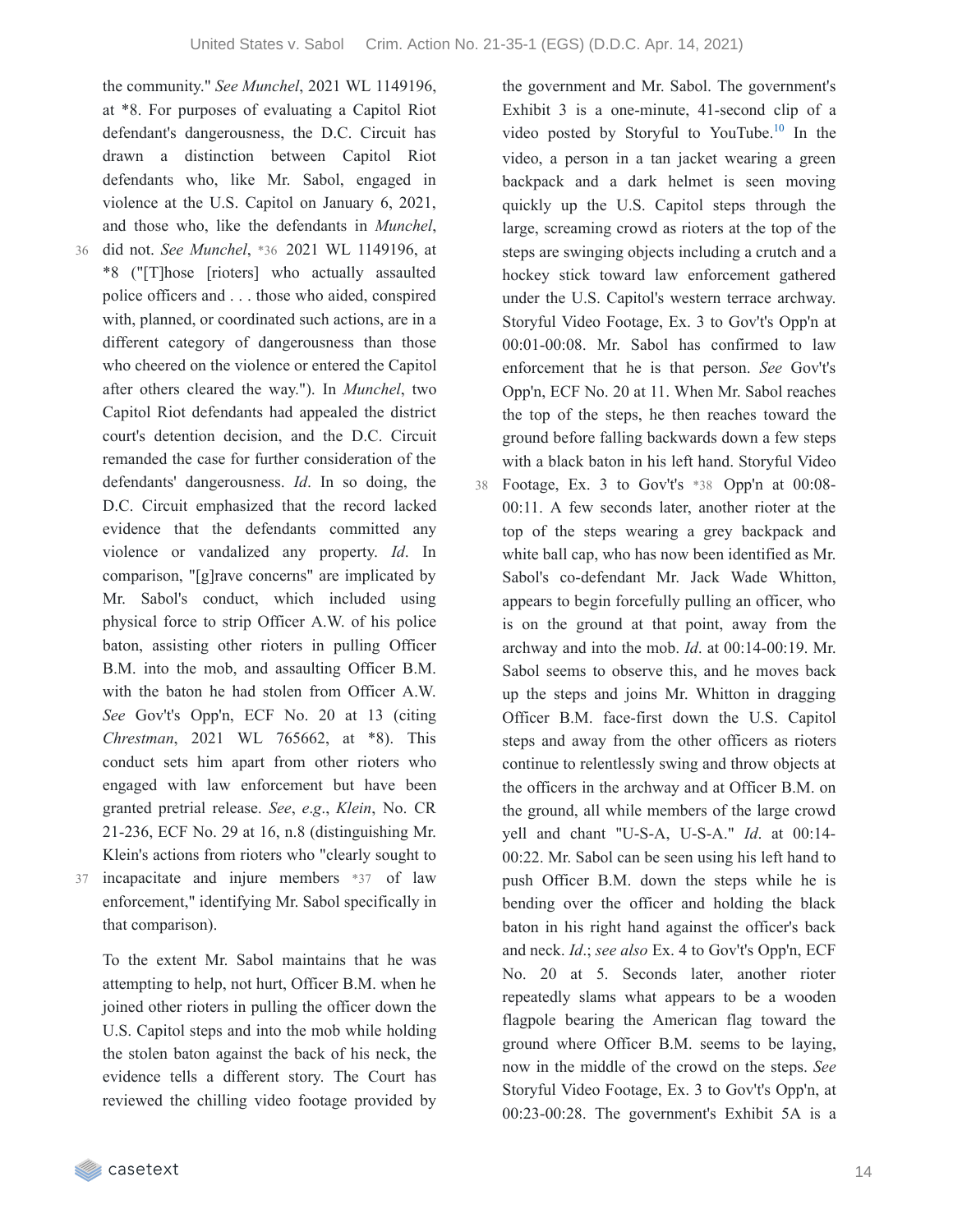the community." *See Munchel*, 2021 WL 1149196, at *8. For purposes of evaluating a Capitol Riot defendant's dangerousness, the D.C. Circuit has drawn a distinction between Capitol Riot defendants who, like Mr. Sabol, engaged in violence at the U.S. Capitol on January 6, 2021, and those who, like the defendants in *Munchel*, did not. *See Munchel*, *36 2021 WL 1149196, at *8 ("[T]hose [rioters] who actually assaulted police officers and . . . those who aided, conspired with, planned, or coordinated such actions, are in a different category of dangerousness than those who cheered on the violence or entered the Capitol after others cleared the way."). In *Munchel*, two Capitol Riot defendants had appealed the district court's detention decision, and the D.C. Circuit remanded the case for further consideration of the defendants' dangerousness. *Id*. In so doing, the D.C. Circuit emphasized that the record lacked evidence that the defendants committed any violence or vandalized any property. *Id*. In comparison, "[g]rave concerns" are implicated by Mr. Sabol's conduct, which included using physical force to strip Officer A.W. of his police baton, assisting other rioters in pulling Officer B.M. into the mob, and assaulting Officer B.M. with the baton he had stolen from Officer A.W. *See* Gov't's Opp'n, ECF No. 20 at 13 (citing *Chrestman*, 2021 WL 765662, at *8). This conduct sets him apart from other rioters who engaged with law enforcement but have been granted pretrial release. *See*, *e.g*., *Klein*, No. CR 21-236, ECF No. 29 at 16, n.8 (distinguishing Mr. Klein's actions from rioters who "clearly sought to incapacitate and injure members *37 of law enforcement," identifying Mr. Sabol specifically in that comparison).

To the extent Mr. Sabol maintains that he was attempting to help, not hurt, Officer B.M. when he joined other rioters in pulling the officer down the U.S. Capitol steps and into the mob while holding the stolen baton against the back of his neck, the evidence tells a different story. The Court has reviewed the chilling video footage provided by the government and Mr. Sabol. The government's Exhibit 3 is a one-minute, 41-second clip of a video posted by Storyful to YouTube.[10] In the video, a person in a tan jacket wearing a green backpack and a dark helmet is seen moving quickly up the U.S. Capitol steps through the large, screaming crowd as rioters at the top of the steps are swinging objects including a crutch and a hockey stick toward law enforcement gathered under the U.S. Capitol's western terrace archway. Storyful Video Footage, Ex. 3 to Gov't's Opp'n at 00:01-00:08. Mr. Sabol has confirmed to law enforcement that he is that person. *See* Gov't's Opp'n, ECF No. 20 at 11. When Mr. Sabol reaches the top of the steps, he then reaches toward the ground before falling backwards down a few steps with a black baton in his left hand. Storyful Video Footage, Ex. 3 to Gov't's *38 Opp'n at 00:08-00:11. A few seconds later, another rioter at the top of the steps wearing a grey backpack and white ball cap, who has now been identified as Mr. Sabol's co-defendant Mr. Jack Wade Whitton, appears to begin forcefully pulling an officer, who is on the ground at that point, away from the archway and into the mob. *Id*. at 00:14-00:19. Mr. Sabol seems to observe this, and he moves back up the steps and joins Mr. Whitton in dragging Officer B.M. face-first down the U.S. Capitol steps and away from the other officers as rioters continue to relentlessly swing and throw objects at the officers in the archway and at Officer B.M. on the ground, all while members of the large crowd yell and chant "U-S-A, U-S-A." *Id*. at 00:14-00:22. Mr. Sabol can be seen using his left hand to push Officer B.M. down the steps while he is bending over the officer and holding the black baton in his right hand against the officer's back and neck. *Id*.; *see also* Ex. 4 to Gov't's Opp'n, ECF No. 20 at 5. Seconds later, another rioter repeatedly slams what appears to be a wooden flagpole bearing the American flag toward the ground where Officer B.M. seems to be laying, now in the middle of the crowd on the steps. *See* Storyful Video Footage, Ex. 3 to Gov't's Opp'n, at 00:23-00:28. The government's Exhibit 5A is a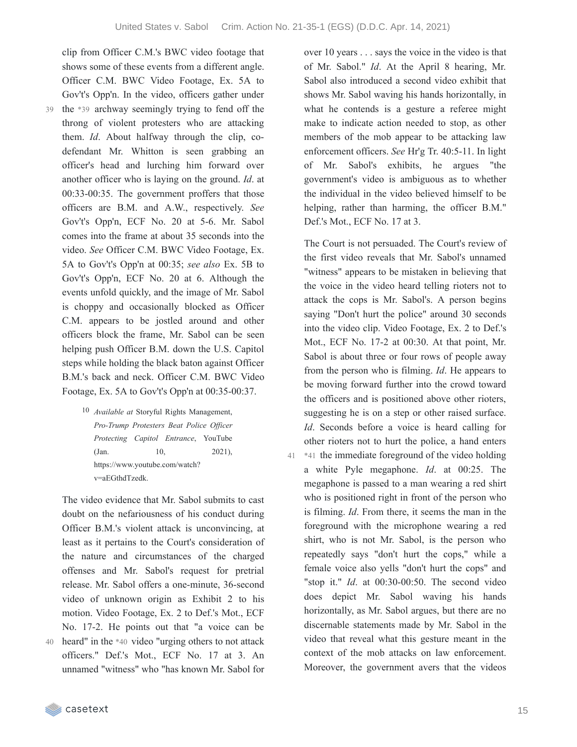clip from Officer C.M.'s BWC video footage that shows some of these events from a different angle. Officer C.M. BWC Video Footage, Ex. 5A to Gov't's Opp'n. In the video, officers gather under the *39 archway seemingly trying to fend off the throng of violent protesters who are attacking them. *Id*. About halfway through the clip, co-defendant Mr. Whitton is seen grabbing an officer's head and lurching him forward over another officer who is laying on the ground. *Id*. at 00:33-00:35. The government proffers that those officers are B.M. and A.W., respectively. *See* Gov't's Opp'n, ECF No. 20 at 5-6. Mr. Sabol comes into the frame at about 35 seconds into the video. *See* Officer C.M. BWC Video Footage, Ex. 5A to Gov't's Opp'n at 00:35; *see also* Ex. 5B to Gov't's Opp'n, ECF No. 20 at 6. Although the events unfold quickly, and the image of Mr. Sabol is choppy and occasionally blocked as Officer C.M. appears to be jostled around and other officers block the frame, Mr. Sabol can be seen helping push Officer B.M. down the U.S. Capitol steps while holding the black baton against Officer B.M.'s back and neck. Officer C.M. BWC Video Footage, Ex. 5A to Gov't's Opp'n at 00:35-00:37.

> 10 *Available at* Storyful Rights Management, *Pro-Trump Protesters Beat Police Officer Protecting Capitol Entrance*, YouTube (Jan. 10, 2021), https://www.youtube.com/watch?v=aEGthdTzedk.

The video evidence that Mr. Sabol submits to cast doubt on the nefariousness of his conduct during Officer B.M.'s violent attack is unconvincing, at least as it pertains to the Court's consideration of the nature and circumstances of the charged offenses and Mr. Sabol's request for pretrial release. Mr. Sabol offers a one-minute, 36-second video of unknown origin as Exhibit 2 to his motion. Video Footage, Ex. 2 to Def.'s Mot., ECF No. 17-2. He points out that "a voice can be heard" in the *40 video "urging others to not attack officers." Def.'s Mot., ECF No. 17 at 3. An unnamed "witness" who "has known Mr. Sabol for over 10 years . . . says the voice in the video is that of Mr. Sabol." *Id*. At the April 8 hearing, Mr. Sabol also introduced a second video exhibit that shows Mr. Sabol waving his hands horizontally, in what he contends is a gesture a referee might make to indicate action needed to stop, as other members of the mob appear to be attacking law enforcement officers. *See* Hr'g Tr. 40:5-11. In light of Mr. Sabol's exhibits, he argues "the government's video is ambiguous as to whether the individual in the video believed himself to be helping, rather than harming, the officer B.M." Def.'s Mot., ECF No. 17 at 3.

The Court is not persuaded. The Court's review of the first video reveals that Mr. Sabol's unnamed "witness" appears to be mistaken in believing that the voice in the video heard telling rioters not to attack the cops is Mr. Sabol's. A person begins saying "Don't hurt the police" around 30 seconds into the video clip. Video Footage, Ex. 2 to Def.'s Mot., ECF No. 17-2 at 00:30. At that point, Mr. Sabol is about three or four rows of people away from the person who is filming. *Id*. He appears to be moving forward further into the crowd toward the officers and is positioned above other rioters, suggesting he is on a step or other raised surface. *Id*. Seconds before a voice is heard calling for other rioters not to hurt the police, a hand enters *41 the immediate foreground of the video holding a white Pyle megaphone. *Id*. at 00:25. The megaphone is passed to a man wearing a red shirt who is positioned right in front of the person who is filming. *Id*. From there, it seems the man in the foreground with the microphone wearing a red shirt, who is not Mr. Sabol, is the person who repeatedly says "don't hurt the cops," while a female voice also yells "don't hurt the cops" and "stop it." *Id*. at 00:30-00:50. The second video does depict Mr. Sabol waving his hands horizontally, as Mr. Sabol argues, but there are no discernable statements made by Mr. Sabol in the video that reveal what this gesture meant in the context of the mob attacks on law enforcement. Moreover, the government avers that the videos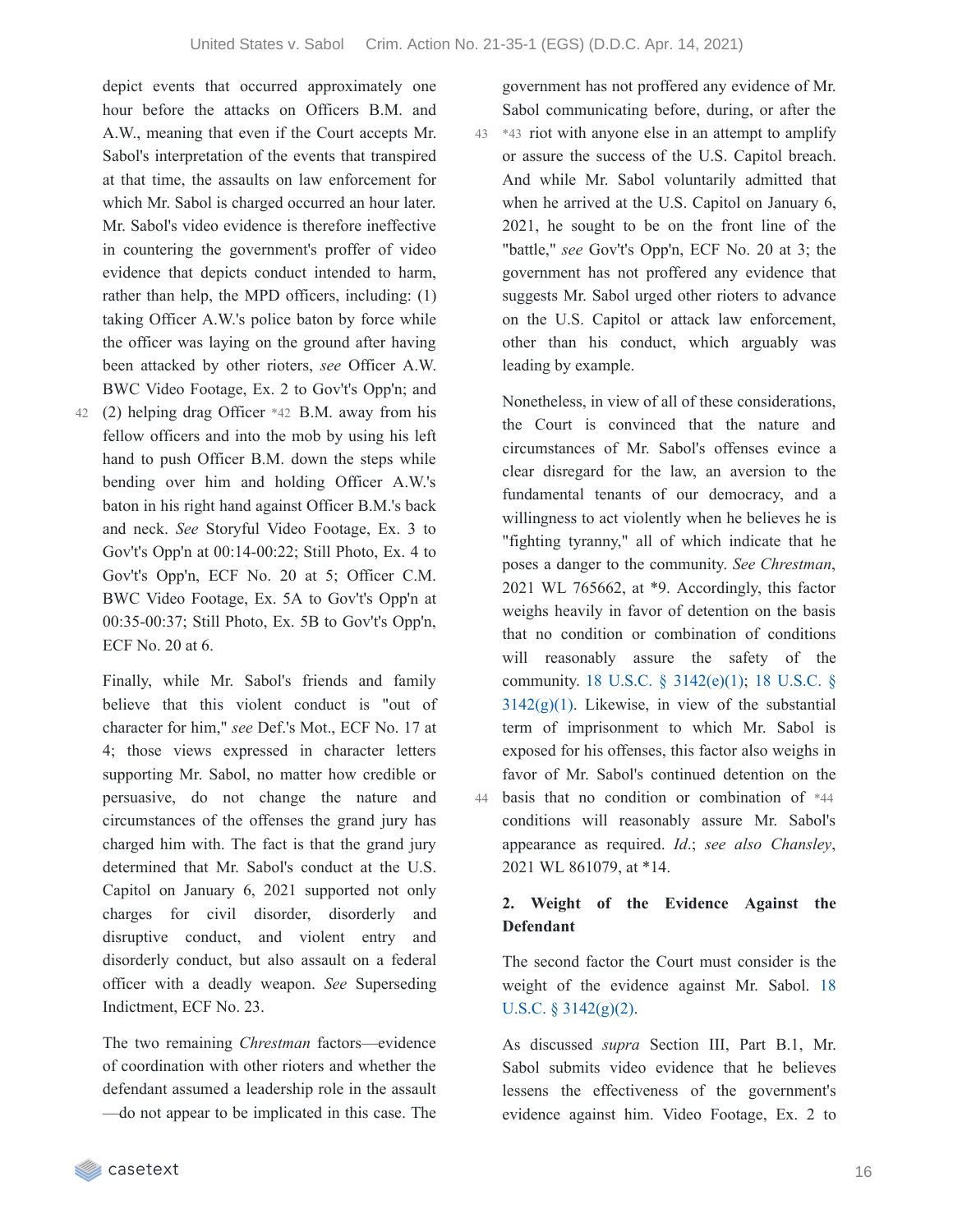depict events that occurred approximately one hour before the attacks on Officers B.M. and A.W., meaning that even if the Court accepts Mr. Sabol's interpretation of the events that transpired at that time, the assaults on law enforcement for which Mr. Sabol is charged occurred an hour later. Mr. Sabol's video evidence is therefore ineffective in countering the government's proffer of video evidence that depicts conduct intended to harm, rather than help, the MPD officers, including: (1) taking Officer A.W.'s police baton by force while the officer was laying on the ground after having been attacked by other rioters, *see* Officer A.W. BWC Video Footage, Ex. 2 to Gov't's Opp'n; and (2) helping drag Officer *42 B.M. away from his fellow officers and into the mob by using his left hand to push Officer B.M. down the steps while bending over him and holding Officer A.W.'s baton in his right hand against Officer B.M.'s back and neck. *See* Storyful Video Footage, Ex. 3 to Gov't's Opp'n at 00:14-00:22; Still Photo, Ex. 4 to Gov't's Opp'n, ECF No. 20 at 5; Officer C.M. BWC Video Footage, Ex. 5A to Gov't's Opp'n at 00:35-00:37; Still Photo, Ex. 5B to Gov't's Opp'n, ECF No. 20 at 6.

Finally, while Mr. Sabol's friends and family believe that this violent conduct is "out of character for him," *see* Def.'s Mot., ECF No. 17 at 4; those views expressed in character letters supporting Mr. Sabol, no matter how credible or persuasive, do not change the nature and circumstances of the offenses the grand jury has charged him with. The fact is that the grand jury determined that Mr. Sabol's conduct at the U.S. Capitol on January 6, 2021 supported not only charges for civil disorder, disorderly and disruptive conduct, and violent entry and disorderly conduct, but also assault on a federal officer with a deadly weapon. *See* Superseding Indictment, ECF No. 23.

The two remaining *Chrestman* factors—evidence of coordination with other rioters and whether the defendant assumed a leadership role in the assault—do not appear to be implicated in this case. The government has not proffered any evidence of Mr. Sabol communicating before, during, or after the *43 riot with anyone else in an attempt to amplify or assure the success of the U.S. Capitol breach. And while Mr. Sabol voluntarily admitted that when he arrived at the U.S. Capitol on January 6, 2021, he sought to be on the front line of the "battle," *see* Gov't's Opp'n, ECF No. 20 at 3; the government has not proffered any evidence that suggests Mr. Sabol urged other rioters to advance on the U.S. Capitol or attack law enforcement, other than his conduct, which arguably was leading by example.

Nonetheless, in view of all of these considerations, the Court is convinced that the nature and circumstances of Mr. Sabol's offenses evince a clear disregard for the law, an aversion to the fundamental tenants of our democracy, and a willingness to act violently when he believes he is "fighting tyranny," all of which indicate that he poses a danger to the community. *See Chrestman*, 2021 WL 765662, at *9. Accordingly, this factor weighs heavily in favor of detention on the basis that no condition or combination of conditions will reasonably assure the safety of the community. 18 U.S.C. § 3142(e)(1); 18 U.S.C. § 3142(g)(1). Likewise, in view of the substantial term of imprisonment to which Mr. Sabol is exposed for his offenses, this factor also weighs in favor of Mr. Sabol's continued detention on the basis that no condition or combination of *44 conditions will reasonably assure Mr. Sabol's appearance as required. *Id.*; *see also Chansley*, 2021 WL 861079, at *14.

**2. Weight of the Evidence Against the Defendant**

The second factor the Court must consider is the weight of the evidence against Mr. Sabol. 18 U.S.C. § 3142(g)(2).

As discussed *supra* Section III, Part B.1, Mr. Sabol submits video evidence that he believes lessens the effectiveness of the government's evidence against him. Video Footage, Ex. 2 to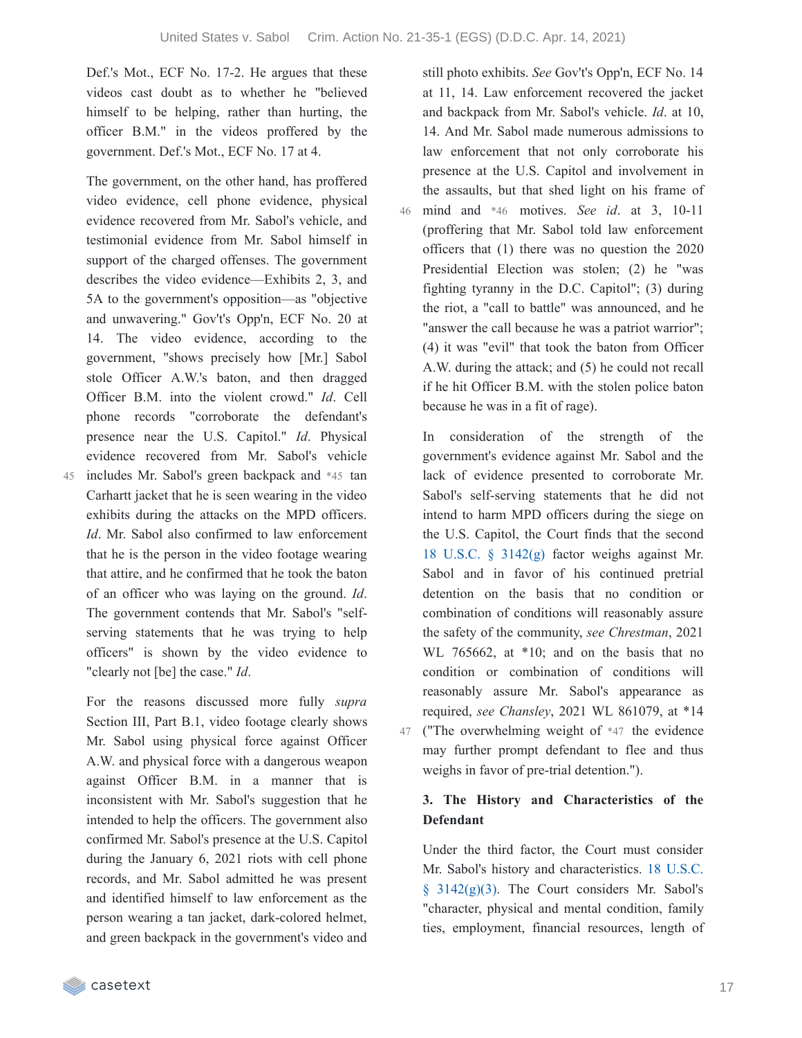Def.'s Mot., ECF No. 17-2. He argues that these videos cast doubt as to whether he "believed himself to be helping, rather than hurting, the officer B.M." in the videos proffered by the government. Def.'s Mot., ECF No. 17 at 4.

The government, on the other hand, has proffered video evidence, cell phone evidence, physical evidence recovered from Mr. Sabol's vehicle, and testimonial evidence from Mr. Sabol himself in support of the charged offenses. The government describes the video evidence—Exhibits 2, 3, and 5A to the government's opposition—as "objective and unwavering." Gov't's Opp'n, ECF No. 20 at 14. The video evidence, according to the government, "shows precisely how [Mr.] Sabol stole Officer A.W.'s baton, and then dragged Officer B.M. into the violent crowd." *Id*. Cell phone records "corroborate the defendant's presence near the U.S. Capitol." *Id*. Physical evidence recovered from Mr. Sabol's vehicle includes Mr. Sabol's green backpack and *45 tan Carhartt jacket that he is seen wearing in the video exhibits during the attacks on the MPD officers. *Id*. Mr. Sabol also confirmed to law enforcement that he is the person in the video footage wearing that attire, and he confirmed that he took the baton of an officer who was laying on the ground. *Id*. The government contends that Mr. Sabol's "self-serving statements that he was trying to help officers" is shown by the video evidence to "clearly not [be] the case." *Id*.

For the reasons discussed more fully *supra* Section III, Part B.1, video footage clearly shows Mr. Sabol using physical force against Officer A.W. and physical force with a dangerous weapon against Officer B.M. in a manner that is inconsistent with Mr. Sabol's suggestion that he intended to help the officers. The government also confirmed Mr. Sabol's presence at the U.S. Capitol during the January 6, 2021 riots with cell phone records, and Mr. Sabol admitted he was present and identified himself to law enforcement as the person wearing a tan jacket, dark-colored helmet, and green backpack in the government's video and still photo exhibits. *See* Gov't's Opp'n, ECF No. 14 at 11, 14. Law enforcement recovered the jacket and backpack from Mr. Sabol's vehicle. *Id*. at 10, 14. And Mr. Sabol made numerous admissions to law enforcement that not only corroborate his presence at the U.S. Capitol and involvement in the assaults, but that shed light on his frame of mind and *46 motives. *See id*. at 3, 10-11 (proffering that Mr. Sabol told law enforcement officers that (1) there was no question the 2020 Presidential Election was stolen; (2) he "was fighting tyranny in the D.C. Capitol"; (3) during the riot, a "call to battle" was announced, and he "answer the call because he was a patriot warrior"; (4) it was "evil" that took the baton from Officer A.W. during the attack; and (5) he could not recall if he hit Officer B.M. with the stolen police baton because he was in a fit of rage).

In consideration of the strength of the government's evidence against Mr. Sabol and the lack of evidence presented to corroborate Mr. Sabol's self-serving statements that he did not intend to harm MPD officers during the siege on the U.S. Capitol, the Court finds that the second 18 U.S.C. § 3142(g) factor weighs against Mr. Sabol and in favor of his continued pretrial detention on the basis that no condition or combination of conditions will reasonably assure the safety of the community, *see Chrestman*, 2021 WL 765662, at *10; and on the basis that no condition or combination of conditions will reasonably assure Mr. Sabol's appearance as required, *see Chansley*, 2021 WL 861079, at *14 ("The overwhelming weight of *47 the evidence may further prompt defendant to flee and thus weighs in favor of pre-trial detention.").

### 3. The History and Characteristics of the Defendant

Under the third factor, the Court must consider Mr. Sabol's history and characteristics. 18 U.S.C. § 3142(g)(3). The Court considers Mr. Sabol's "character, physical and mental condition, family ties, employment, financial resources, length of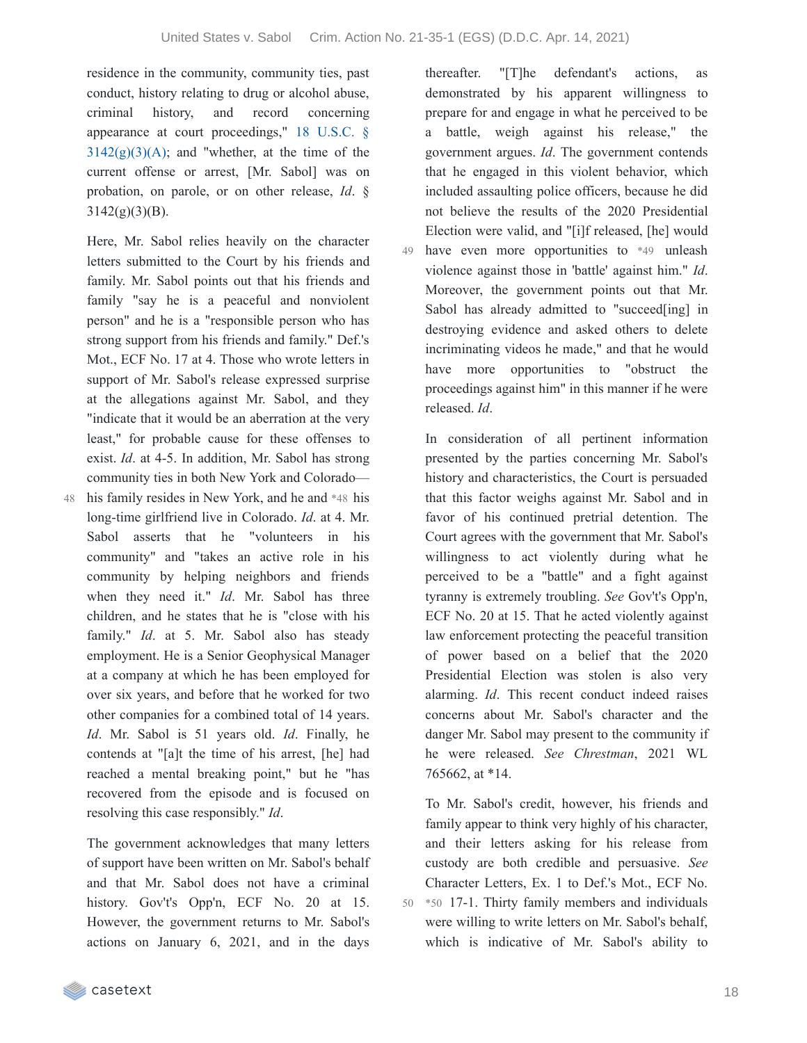residence in the community, community ties, past conduct, history relating to drug or alcohol abuse, criminal history, and record concerning appearance at court proceedings," 18 U.S.C. § 3142(g)(3)(A); and "whether, at the time of the current offense or arrest, [Mr. Sabol] was on probation, on parole, or on other release, *Id*. § 3142(g)(3)(B).

Here, Mr. Sabol relies heavily on the character letters submitted to the Court by his friends and family. Mr. Sabol points out that his friends and family "say he is a peaceful and nonviolent person" and he is a "responsible person who has strong support from his friends and family." Def.'s Mot., ECF No. 17 at 4. Those who wrote letters in support of Mr. Sabol's release expressed surprise at the allegations against Mr. Sabol, and they "indicate that it would be an aberration at the very least," for probable cause for these offenses to exist. *Id*. at 4-5. In addition, Mr. Sabol has strong community ties in both New York and Colorado—his family resides in New York, and he and *48 his long-time girlfriend live in Colorado. *Id*. at 4. Mr. Sabol asserts that he "volunteers in his community" and "takes an active role in his community by helping neighbors and friends when they need it." *Id*. Mr. Sabol has three children, and he states that he is "close with his family." *Id*. at 5. Mr. Sabol also has steady employment. He is a Senior Geophysical Manager at a company at which he has been employed for over six years, and before that he worked for two other companies for a combined total of 14 years. *Id*. Mr. Sabol is 51 years old. *Id*. Finally, he contends at "[a]t the time of his arrest, [he] had reached a mental breaking point," but he "has recovered from the episode and is focused on resolving this case responsibly." *Id*.

The government acknowledges that many letters of support have been written on Mr. Sabol's behalf and that Mr. Sabol does not have a criminal history. Gov't's Opp'n, ECF No. 20 at 15. However, the government returns to Mr. Sabol's actions on January 6, 2021, and in the days thereafter. "[T]he defendant's actions, as demonstrated by his apparent willingness to prepare for and engage in what he perceived to be a battle, weigh against his release," the government argues. *Id*. The government contends that he engaged in this violent behavior, which included assaulting police officers, because he did not believe the results of the 2020 Presidential Election were valid, and "[i]f released, [he] would have even more opportunities to *49 unleash violence against those in 'battle' against him." *Id*. Moreover, the government points out that Mr. Sabol has already admitted to "succeed[ing] in destroying evidence and asked others to delete incriminating videos he made," and that he would have more opportunities to "obstruct the proceedings against him" in this manner if he were released. *Id*.

In consideration of all pertinent information presented by the parties concerning Mr. Sabol's history and characteristics, the Court is persuaded that this factor weighs against Mr. Sabol and in favor of his continued pretrial detention. The Court agrees with the government that Mr. Sabol's willingness to act violently during what he perceived to be a "battle" and a fight against tyranny is extremely troubling. *See* Gov't's Opp'n, ECF No. 20 at 15. That he acted violently against law enforcement protecting the peaceful transition of power based on a belief that the 2020 Presidential Election was stolen is also very alarming. *Id*. This recent conduct indeed raises concerns about Mr. Sabol's character and the danger Mr. Sabol may present to the community if he were released. *See* *Chrestman*, 2021 WL 765662, at *14.

To Mr. Sabol's credit, however, his friends and family appear to think very highly of his character, and their letters asking for his release from custody are both credible and persuasive. *See* Character Letters, Ex. 1 to Def.'s Mot., ECF No. *50 17-1. Thirty family members and individuals were willing to write letters on Mr. Sabol's behalf, which is indicative of Mr. Sabol's ability to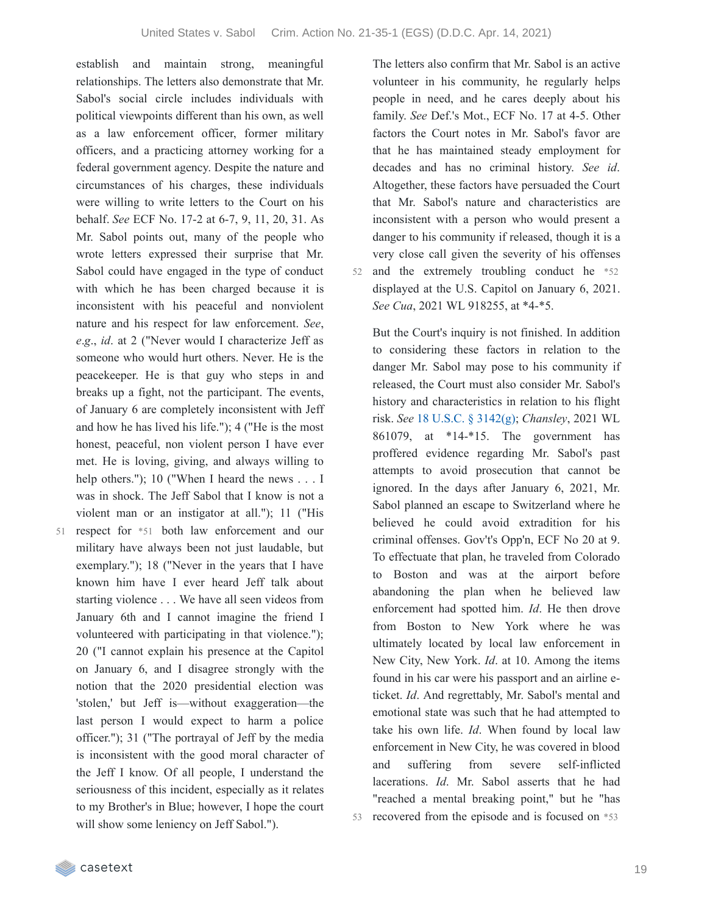establish and maintain strong, meaningful relationships. The letters also demonstrate that Mr. Sabol's social circle includes individuals with political viewpoints different than his own, as well as a law enforcement officer, former military officers, and a practicing attorney working for a federal government agency. Despite the nature and circumstances of his charges, these individuals were willing to write letters to the Court on his behalf. *See* ECF No. 17-2 at 6-7, 9, 11, 20, 31. As Mr. Sabol points out, many of the people who wrote letters expressed their surprise that Mr. Sabol could have engaged in the type of conduct with which he has been charged because it is inconsistent with his peaceful and nonviolent nature and his respect for law enforcement. *See*, *e.g.*, *id*. at 2 ("Never would I characterize Jeff as someone who would hurt others. Never. He is the peacekeeper. He is that guy who steps in and breaks up a fight, not the participant. The events, of January 6 are completely inconsistent with Jeff and how he has lived his life."); 4 ("He is the most honest, peaceful, non violent person I have ever met. He is loving, giving, and always willing to help others."); 10 ("When I heard the news . . . I was in shock. The Jeff Sabol that I know is not a violent man or an instigator at all."); 11 ("His respect for *51 both law enforcement and our military have always been not just laudable, but exemplary."); 18 ("Never in the years that I have known him have I ever heard Jeff talk about starting violence . . . We have all seen videos from January 6th and I cannot imagine the friend I volunteered with participating in that violence."); 20 ("I cannot explain his presence at the Capitol on January 6, and I disagree strongly with the notion that the 2020 presidential election was 'stolen,' but Jeff is—without exaggeration—the last person I would expect to harm a police officer."); 31 ("The portrayal of Jeff by the media is inconsistent with the good moral character of the Jeff I know. Of all people, I understand the seriousness of this incident, especially as it relates to my Brother's in Blue; however, I hope the court will show some leniency on Jeff Sabol.").

The letters also confirm that Mr. Sabol is an active volunteer in his community, he regularly helps people in need, and he cares deeply about his family. *See* Def.'s Mot., ECF No. 17 at 4-5. Other factors the Court notes in Mr. Sabol's favor are that he has maintained steady employment for decades and has no criminal history. *See id*. Altogether, these factors have persuaded the Court that Mr. Sabol's nature and characteristics are inconsistent with a person who would present a danger to his community if released, though it is a very close call given the severity of his offenses and the extremely troubling conduct he *52 displayed at the U.S. Capitol on January 6, 2021. *See Cua*, 2021 WL 918255, at *4-*5.

But the Court's inquiry is not finished. In addition to considering these factors in relation to the danger Mr. Sabol may pose to his community if released, the Court must also consider Mr. Sabol's history and characteristics in relation to his flight risk. *See* 18 U.S.C. § 3142(g); *Chansley*, 2021 WL 861079, at *14-*15. The government has proffered evidence regarding Mr. Sabol's past attempts to avoid prosecution that cannot be ignored. In the days after January 6, 2021, Mr. Sabol planned an escape to Switzerland where he believed he could avoid extradition for his criminal offenses. Gov't's Opp'n, ECF No 20 at 9. To effectuate that plan, he traveled from Colorado to Boston and was at the airport before abandoning the plan when he believed law enforcement had spotted him. *Id*. He then drove from Boston to New York where he was ultimately located by local law enforcement in New City, New York. *Id*. at 10. Among the items found in his car were his passport and an airline e-ticket. *Id*. And regrettably, Mr. Sabol's mental and emotional state was such that he had attempted to take his own life. *Id*. When found by local law enforcement in New City, he was covered in blood and suffering from severe self-inflicted lacerations. *Id*. Mr. Sabol asserts that he had "reached a mental breaking point," but he "has recovered from the episode and is focused on *53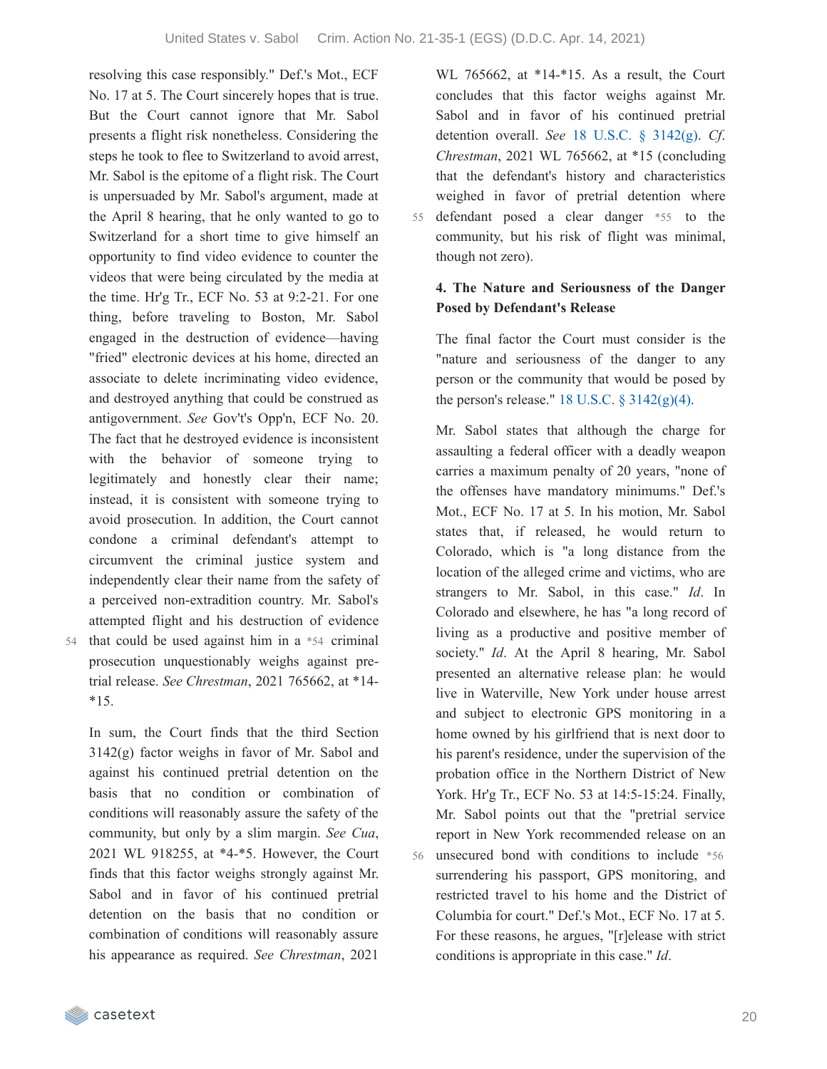resolving this case responsibly." Def.'s Mot., ECF No. 17 at 5. The Court sincerely hopes that is true. But the Court cannot ignore that Mr. Sabol presents a flight risk nonetheless. Considering the steps he took to flee to Switzerland to avoid arrest, Mr. Sabol is the epitome of a flight risk. The Court is unpersuaded by Mr. Sabol's argument, made at the April 8 hearing, that he only wanted to go to Switzerland for a short time to give himself an opportunity to find video evidence to counter the videos that were being circulated by the media at the time. Hr'g Tr., ECF No. 53 at 9:2-21. For one thing, before traveling to Boston, Mr. Sabol engaged in the destruction of evidence—having "fried" electronic devices at his home, directed an associate to delete incriminating video evidence, and destroyed anything that could be construed as antigovernment. *See* Gov't's Opp'n, ECF No. 20. The fact that he destroyed evidence is inconsistent with the behavior of someone trying to legitimately and honestly clear their name; instead, it is consistent with someone trying to avoid prosecution. In addition, the Court cannot condone a criminal defendant's attempt to circumvent the criminal justice system and independently clear their name from the safety of a perceived non-extradition country. Mr. Sabol's attempted flight and his destruction of evidence that could be used against him in a *54 criminal prosecution unquestionably weighs against pre-trial release. *See Chrestman*, 2021 765662, at *14-*15.

In sum, the Court finds that the third Section 3142(g) factor weighs in favor of Mr. Sabol and against his continued pretrial detention on the basis that no condition or combination of conditions will reasonably assure the safety of the community, but only by a slim margin. *See Cua*, 2021 WL 918255, at *4-*5. However, the Court finds that this factor weighs strongly against Mr. Sabol and in favor of his continued pretrial detention on the basis that no condition or combination of conditions will reasonably assure his appearance as required. *See Chrestman*, 2021 WL 765662, at *14-*15. As a result, the Court concludes that this factor weighs against Mr. Sabol and in favor of his continued pretrial detention overall. *See* 18 U.S.C. § 3142(g). *Cf. Chrestman*, 2021 WL 765662, at *15 (concluding that the defendant's history and characteristics weighed in favor of pretrial detention where defendant posed a clear danger *55 to the community, but his risk of flight was minimal, though not zero).

**4. The Nature and Seriousness of the Danger Posed by Defendant's Release**

The final factor the Court must consider is the "nature and seriousness of the danger to any person or the community that would be posed by the person's release." 18 U.S.C. § 3142(g)(4).

Mr. Sabol states that although the charge for assaulting a federal officer with a deadly weapon carries a maximum penalty of 20 years, "none of the offenses have mandatory minimums." Def.'s Mot., ECF No. 17 at 5. In his motion, Mr. Sabol states that, if released, he would return to Colorado, which is "a long distance from the location of the alleged crime and victims, who are strangers to Mr. Sabol, in this case." *Id*. In Colorado and elsewhere, he has "a long record of living as a productive and positive member of society." *Id*. At the April 8 hearing, Mr. Sabol presented an alternative release plan: he would live in Waterville, New York under house arrest and subject to electronic GPS monitoring in a home owned by his girlfriend that is next door to his parent's residence, under the supervision of the probation office in the Northern District of New York. Hr'g Tr., ECF No. 53 at 14:5-15:24. Finally, Mr. Sabol points out that the "pretrial service report in New York recommended release on an unsecured bond with conditions to include *56 surrendering his passport, GPS monitoring, and restricted travel to his home and the District of Columbia for court." Def.'s Mot., ECF No. 17 at 5. For these reasons, he argues, "[r]elease with strict conditions is appropriate in this case." *Id*.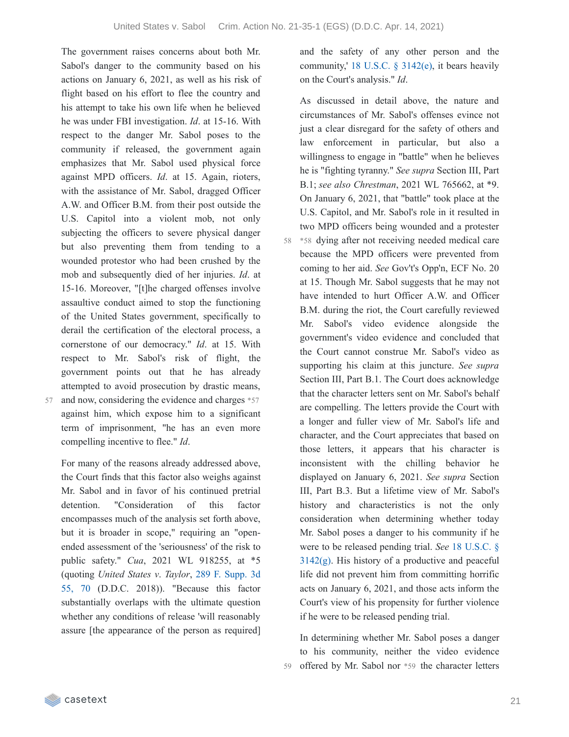The government raises concerns about both Mr. Sabol's danger to the community based on his actions on January 6, 2021, as well as his risk of flight based on his effort to flee the country and his attempt to take his own life when he believed he was under FBI investigation. *Id*. at 15-16. With respect to the danger Mr. Sabol poses to the community if released, the government again emphasizes that Mr. Sabol used physical force against MPD officers. *Id*. at 15. Again, rioters, with the assistance of Mr. Sabol, dragged Officer A.W. and Officer B.M. from their post outside the U.S. Capitol into a violent mob, not only subjecting the officers to severe physical danger but also preventing them from tending to a wounded protestor who had been crushed by the mob and subsequently died of her injuries. *Id*. at 15-16. Moreover, "[t]he charged offenses involve assaultive conduct aimed to stop the functioning of the United States government, specifically to derail the certification of the electoral process, a cornerstone of our democracy." *Id*. at 15. With respect to Mr. Sabol's risk of flight, the government points out that he has already attempted to avoid prosecution by drastic means, and now, considering the evidence and charges *57 against him, which expose him to a significant term of imprisonment, "he has an even more compelling incentive to flee." *Id*.

For many of the reasons already addressed above, the Court finds that this factor also weighs against Mr. Sabol and in favor of his continued pretrial detention. "Consideration of this factor encompasses much of the analysis set forth above, but it is broader in scope," requiring an "open-ended assessment of the 'seriousness' of the risk to public safety." *Cua*, 2021 WL 918255, at *5 (quoting *United States v. Taylor*, 289 F. Supp. 3d 55, 70 (D.D.C. 2018)). "Because this factor substantially overlaps with the ultimate question whether any conditions of release 'will reasonably assure [the appearance of the person as required] and the safety of any other person and the community,' 18 U.S.C. § 3142(e), it bears heavily on the Court's analysis." *Id*.

As discussed in detail above, the nature and circumstances of Mr. Sabol's offenses evince not just a clear disregard for the safety of others and law enforcement in particular, but also a willingness to engage in "battle" when he believes he is "fighting tyranny." *See supra* Section III, Part B.1; *see also Chrestman*, 2021 WL 765662, at *9. On January 6, 2021, that "battle" took place at the U.S. Capitol, and Mr. Sabol's role in it resulted in two MPD officers being wounded and a protester *58 dying after not receiving needed medical care because the MPD officers were prevented from coming to her aid. *See* Gov't's Opp'n, ECF No. 20 at 15. Though Mr. Sabol suggests that he may not have intended to hurt Officer A.W. and Officer B.M. during the riot, the Court carefully reviewed Mr. Sabol's video evidence alongside the government's video evidence and concluded that the Court cannot construe Mr. Sabol's video as supporting his claim at this juncture. *See supra* Section III, Part B.1. The Court does acknowledge that the character letters sent on Mr. Sabol's behalf are compelling. The letters provide the Court with a longer and fuller view of Mr. Sabol's life and character, and the Court appreciates that based on those letters, it appears that his character is inconsistent with the chilling behavior he displayed on January 6, 2021. *See supra* Section III, Part B.3. But a lifetime view of Mr. Sabol's history and characteristics is not the only consideration when determining whether today Mr. Sabol poses a danger to his community if he were to be released pending trial. *See* 18 U.S.C. § 3142(g). His history of a productive and peaceful life did not prevent him from committing horrific acts on January 6, 2021, and those acts inform the Court's view of his propensity for further violence if he were to be released pending trial.

In determining whether Mr. Sabol poses a danger to his community, neither the video evidence offered by Mr. Sabol nor *59 the character letters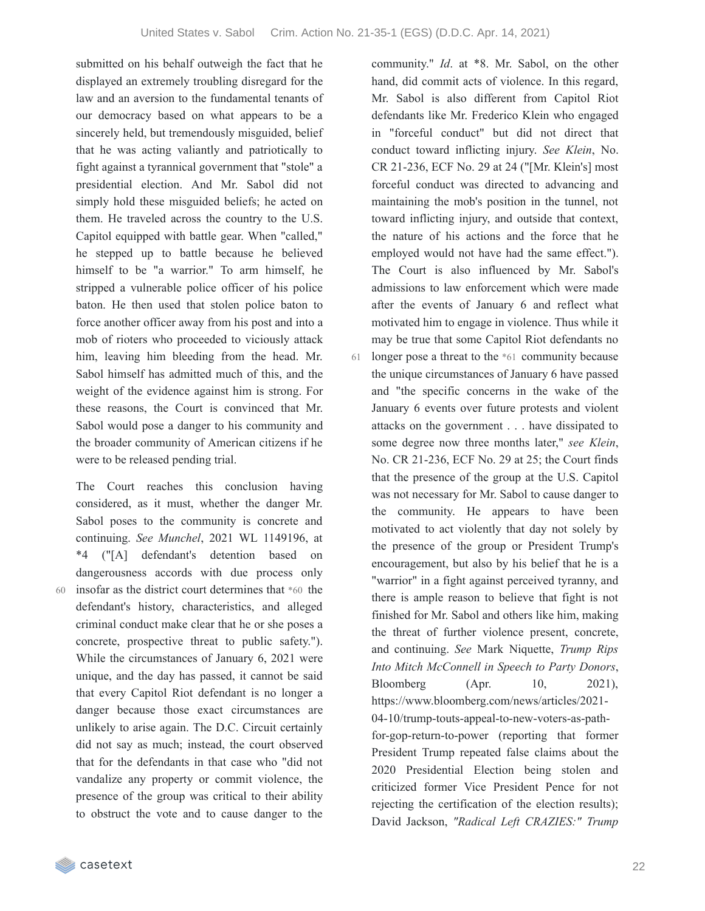submitted on his behalf outweigh the fact that he displayed an extremely troubling disregard for the law and an aversion to the fundamental tenants of our democracy based on what appears to be a sincerely held, but tremendously misguided, belief that he was acting valiantly and patriotically to fight against a tyrannical government that "stole" a presidential election. And Mr. Sabol did not simply hold these misguided beliefs; he acted on them. He traveled across the country to the U.S. Capitol equipped with battle gear. When "called," he stepped up to battle because he believed himself to be "a warrior." To arm himself, he stripped a vulnerable police officer of his police baton. He then used that stolen police baton to force another officer away from his post and into a mob of rioters who proceeded to viciously attack him, leaving him bleeding from the head. Mr. Sabol himself has admitted much of this, and the weight of the evidence against him is strong. For these reasons, the Court is convinced that Mr. Sabol would pose a danger to his community and the broader community of American citizens if he were to be released pending trial.

The Court reaches this conclusion having considered, as it must, whether the danger Mr. Sabol poses to the community is concrete and continuing. *See Munchel*, 2021 WL 1149196, at *4 ("[A] defendant's detention based on dangerousness accords with due process only insofar as the district court determines that *60 the defendant's history, characteristics, and alleged criminal conduct make clear that he or she poses a concrete, prospective threat to public safety."). While the circumstances of January 6, 2021 were unique, and the day has passed, it cannot be said that every Capitol Riot defendant is no longer a danger because those exact circumstances are unlikely to arise again. The D.C. Circuit certainly did not say as much; instead, the court observed that for the defendants in that case who "did not vandalize any property or commit violence, the presence of the group was critical to their ability to obstruct the vote and to cause danger to the community." *Id*. at *8. Mr. Sabol, on the other hand, did commit acts of violence. In this regard, Mr. Sabol is also different from Capitol Riot defendants like Mr. Frederico Klein who engaged in "forceful conduct" but did not direct that conduct toward inflicting injury. *See Klein*, No. CR 21-236, ECF No. 29 at 24 ("[Mr. Klein's] most forceful conduct was directed to advancing and maintaining the mob's position in the tunnel, not toward inflicting injury, and outside that context, the nature of his actions and the force that he employed would not have had the same effect."). The Court is also influenced by Mr. Sabol's admissions to law enforcement which were made after the events of January 6 and reflect what motivated him to engage in violence. Thus while it may be true that some Capitol Riot defendants no longer pose a threat to the *61 community because the unique circumstances of January 6 have passed and "the specific concerns in the wake of the January 6 events over future protests and violent attacks on the government . . . have dissipated to some degree now three months later," *see Klein*, No. CR 21-236, ECF No. 29 at 25; the Court finds that the presence of the group at the U.S. Capitol was not necessary for Mr. Sabol to cause danger to the community. He appears to have been motivated to act violently that day not solely by the presence of the group or President Trump's encouragement, but also by his belief that he is a "warrior" in a fight against perceived tyranny, and there is ample reason to believe that fight is not finished for Mr. Sabol and others like him, making the threat of further violence present, concrete, and continuing. *See* Mark Niquette, *Trump Rips Into Mitch McConnell in Speech to Party Donors*, Bloomberg (Apr. 10, 2021), https://www.bloomberg.com/news/articles/2021-04-10/trump-touts-appeal-to-new-voters-as-path-for-gop-return-to-power (reporting that former President Trump repeated false claims about the 2020 Presidential Election being stolen and criticized former Vice President Pence for not rejecting the certification of the election results); David Jackson, *"Radical Left CRAZIES:" Trump*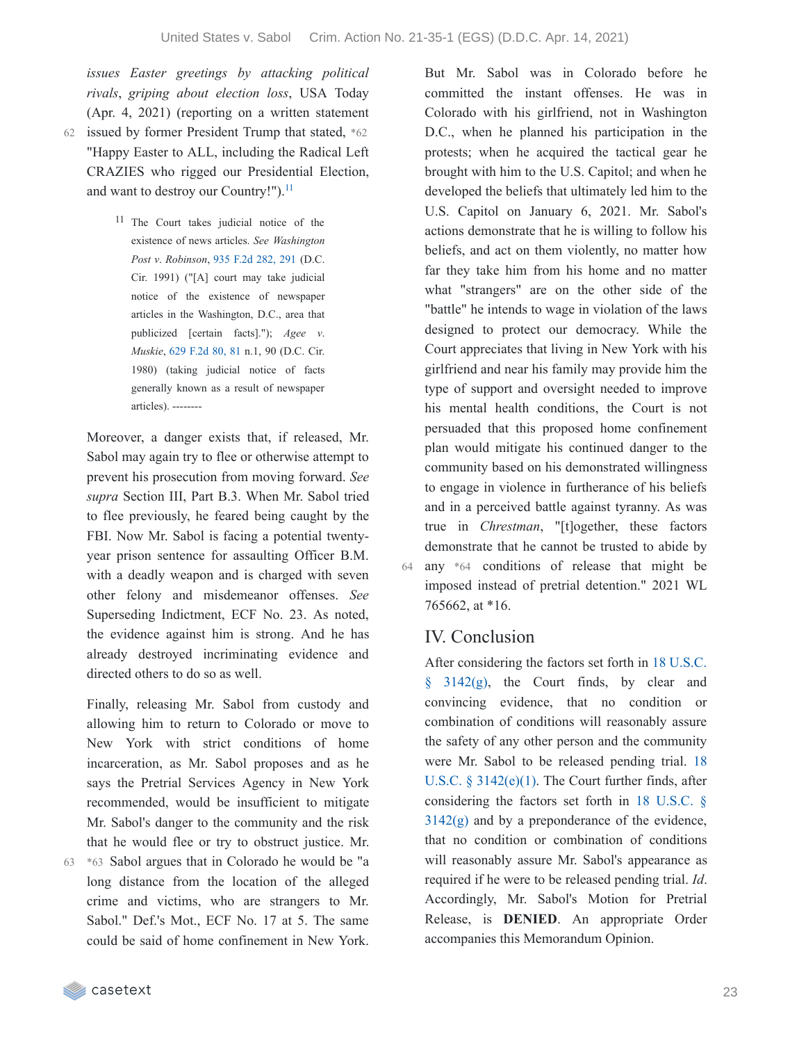*issues Easter greetings by attacking political rivals, griping about election loss*, USA Today (Apr. 4, 2021) (reporting on a written statement issued by former President Trump that stated, *62 "Happy Easter to ALL, including the Radical Left CRAZIES who rigged our Presidential Election, and want to destroy our Country!").[11]

> [11] The Court takes judicial notice of the existence of news articles. *See Washington Post v. Robinson*, 935 F.2d 282, 291 (D.C. Cir. 1991) ("[A] court may take judicial notice of the existence of newspaper articles in the Washington, D.C., area that publicized [certain facts]."); *Agee v. Muskie*, 629 F.2d 80, 81 n.1, 90 (D.C. Cir. 1980) (taking judicial notice of facts generally known as a result of newspaper articles). --------

Moreover, a danger exists that, if released, Mr. Sabol may again try to flee or otherwise attempt to prevent his prosecution from moving forward. *See supra* Section III, Part B.3. When Mr. Sabol tried to flee previously, he feared being caught by the FBI. Now Mr. Sabol is facing a potential twenty-year prison sentence for assaulting Officer B.M. with a deadly weapon and is charged with seven other felony and misdemeanor offenses. *See* Superseding Indictment, ECF No. 23. As noted, the evidence against him is strong. And he has already destroyed incriminating evidence and directed others to do so as well.

Finally, releasing Mr. Sabol from custody and allowing him to return to Colorado or move to New York with strict conditions of home incarceration, as Mr. Sabol proposes and as he says the Pretrial Services Agency in New York recommended, would be insufficient to mitigate Mr. Sabol's danger to the community and the risk that he would flee or try to obstruct justice. Mr. *63 Sabol argues that in Colorado he would be "a long distance from the location of the alleged crime and victims, who are strangers to Mr. Sabol." Def.'s Mot., ECF No. 17 at 5. The same could be said of home confinement in New York. But Mr. Sabol was in Colorado before he committed the instant offenses. He was in Colorado with his girlfriend, not in Washington D.C., when he planned his participation in the protests; when he acquired the tactical gear he brought with him to the U.S. Capitol; and when he developed the beliefs that ultimately led him to the U.S. Capitol on January 6, 2021. Mr. Sabol's actions demonstrate that he is willing to follow his beliefs, and act on them violently, no matter how far they take him from his home and no matter what "strangers" are on the other side of the "battle" he intends to wage in violation of the laws designed to protect our democracy. While the Court appreciates that living in New York with his girlfriend and near his family may provide him the type of support and oversight needed to improve his mental health conditions, the Court is not persuaded that this proposed home confinement plan would mitigate his continued danger to the community based on his demonstrated willingness to engage in violence in furtherance of his beliefs and in a perceived battle against tyranny. As was true in *Chrestman*, "[t]ogether, these factors demonstrate that he cannot be trusted to abide by any *64 conditions of release that might be imposed instead of pretrial detention." 2021 WL 765662, at *16.

## IV. Conclusion

After considering the factors set forth in 18 U.S.C. § 3142(g), the Court finds, by clear and convincing evidence, that no condition or combination of conditions will reasonably assure the safety of any other person and the community were Mr. Sabol to be released pending trial. 18 U.S.C. § 3142(e)(1). The Court further finds, after considering the factors set forth in 18 U.S.C. § 3142(g) and by a preponderance of the evidence, that no condition or combination of conditions will reasonably assure Mr. Sabol's appearance as required if he were to be released pending trial. *Id*. Accordingly, Mr. Sabol's Motion for Pretrial Release, is **DENIED**. An appropriate Order accompanies this Memorandum Opinion.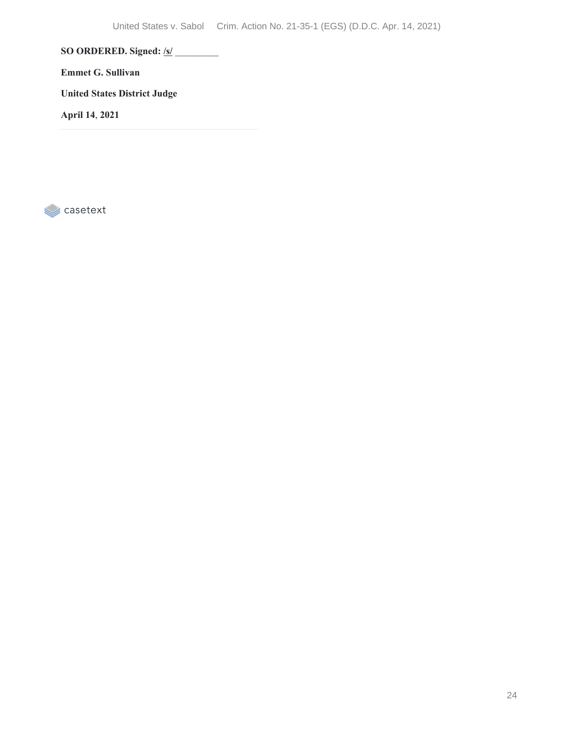**SO ORDERED. Signed: /s/ _________**

**Emmet G. Sullivan**

**United States District Judge**

**April 14, 2021**